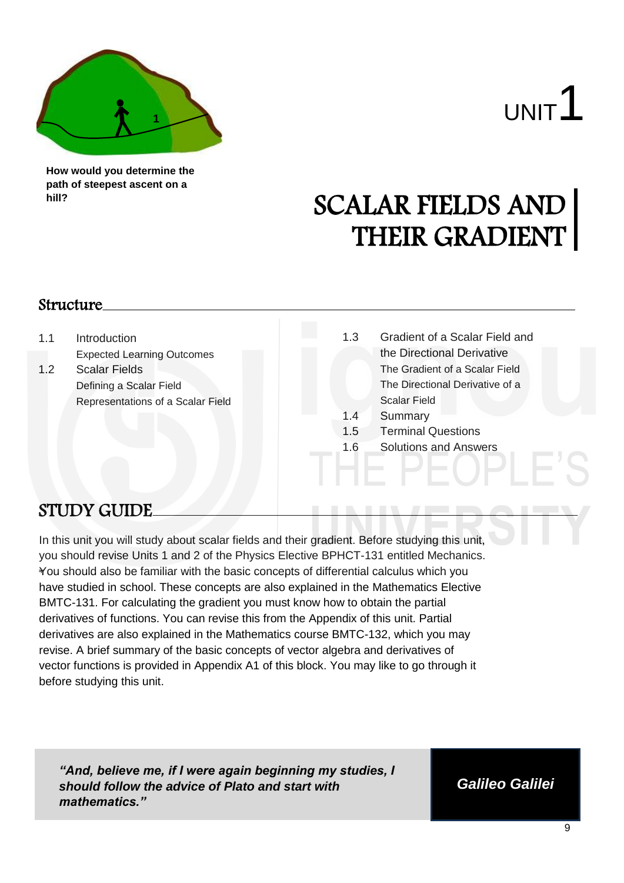How would you determine the path of steepest ascent on a hill?

# UNIT 1

# SCALAR FIELDS AND THEIR GRADIENT

## Structure

1.1 Introduction
   - Expected Learning Outcomes

1.2 Scalar Fields
   - Defining a Scalar Field
   - Representations of a Scalar Field

1.3 Gradient of a Scalar Field and the Directional Derivative
   - The Gradient of a Scalar Field
   - The Directional Derivative of a Scalar Field

1.4 Summary

1.5 Terminal Questions

1.6 Solutions and Answers

## STUDY GUIDE

In this unit you will study about scalar fields and their gradient. Before studying this unit, you should revise Units 1 and 2 of the Physics Elective BPHCT-131 entitled Mechanics. You should also be familiar with the basic concepts of differential calculus which you have studied in school. These concepts are also explained in the Mathematics Elective BMTC-131. For calculating the gradient you must know how to obtain the partial derivatives of functions. You can revise this from the Appendix of this unit. Partial derivatives are also explained in the Mathematics course BMTC-132, which you may revise. A brief summary of the basic concepts of vector algebra and derivatives of vector functions is provided in Appendix A1 of this block. You may like to go through it before studying this unit.

> ***"And, believe me, if I were again beginning my studies, I should follow the advice of Plato and start with mathematics."***
>
> ***Galileo Galilei***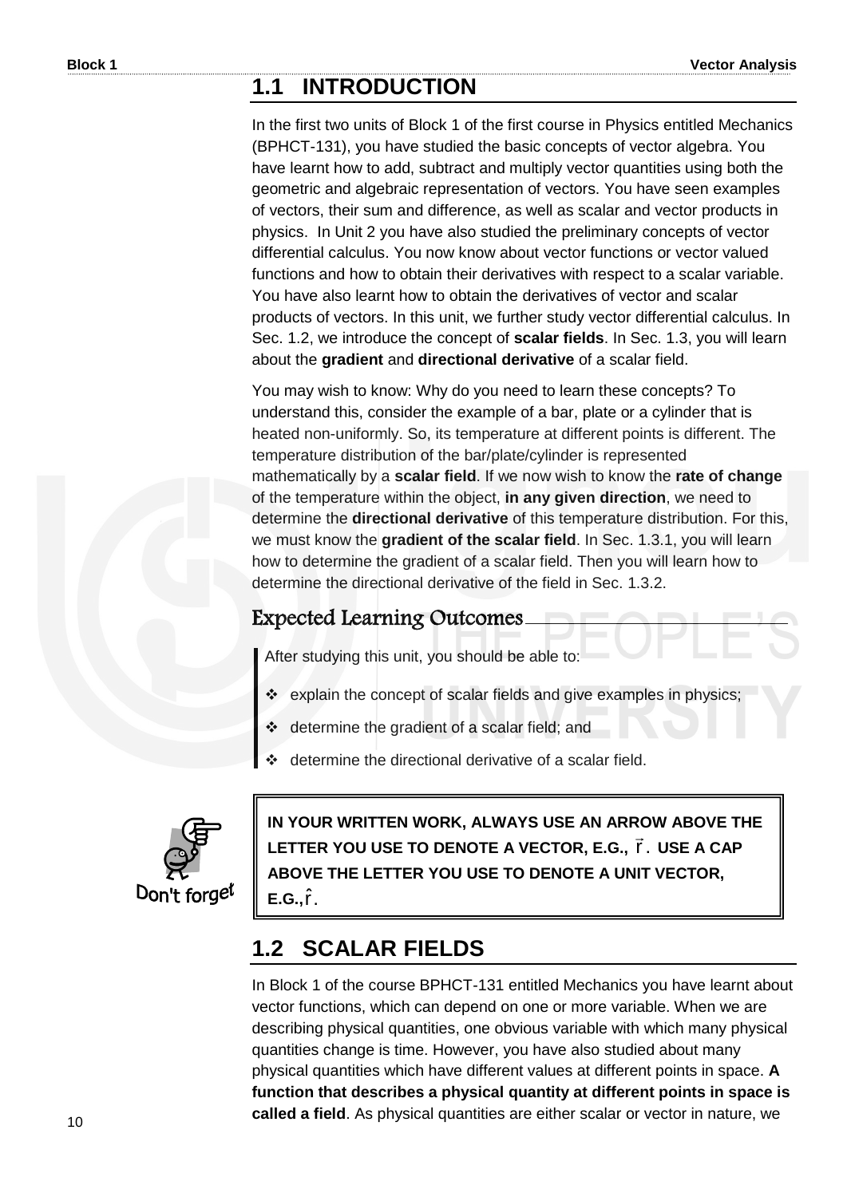## 1.1 INTRODUCTION

In the first two units of Block 1 of the first course in Physics entitled Mechanics (BPHCT-131), you have studied the basic concepts of vector algebra. You have learnt how to add, subtract and multiply vector quantities using both the geometric and algebraic representation of vectors. You have seen examples of vectors, their sum and difference, as well as scalar and vector products in physics. In Unit 2 you have also studied the preliminary concepts of vector differential calculus. You now know about vector functions or vector valued functions and how to obtain their derivatives with respect to a scalar variable. You have also learnt how to obtain the derivatives of vector and scalar products of vectors. In this unit, we further study vector differential calculus. In Sec. 1.2, we introduce the concept of **scalar fields**. In Sec. 1.3, you will learn about the **gradient** and **directional derivative** of a scalar field.

You may wish to know: Why do you need to learn these concepts? To understand this, consider the example of a bar, plate or a cylinder that is heated non-uniformly. So, its temperature at different points is different. The temperature distribution of the bar/plate/cylinder is represented mathematically by a **scalar field**. If we now wish to know the **rate of change** of the temperature within the object, **in any given direction**, we need to determine the **directional derivative** of this temperature distribution. For this, we must know the **gradient of the scalar field**. In Sec. 1.3.1, you will learn how to determine the gradient of a scalar field. Then you will learn how to determine the directional derivative of the field in Sec. 1.3.2.

### Expected Learning Outcomes

After studying this unit, you should be able to:

- explain the concept of scalar fields and give examples in physics;
- determine the gradient of a scalar field; and
- determine the directional derivative of a scalar field.

Don't forget

**IN YOUR WRITTEN WORK, ALWAYS USE AN ARROW ABOVE THE LETTER YOU USE TO DENOTE A VECTOR, E.G., $\vec{r}$. USE A CAP ABOVE THE LETTER YOU USE TO DENOTE A UNIT VECTOR, E.G., $\hat{r}$.**

## 1.2 SCALAR FIELDS

In Block 1 of the course BPHCT-131 entitled Mechanics you have learnt about vector functions, which can depend on one or more variable. When we are describing physical quantities, one obvious variable with which many physical quantities change is time. However, you have also studied about many physical quantities which have different values at different points in space. **A function that describes a physical quantity at different points in space is called a field**. As physical quantities are either scalar or vector in nature, we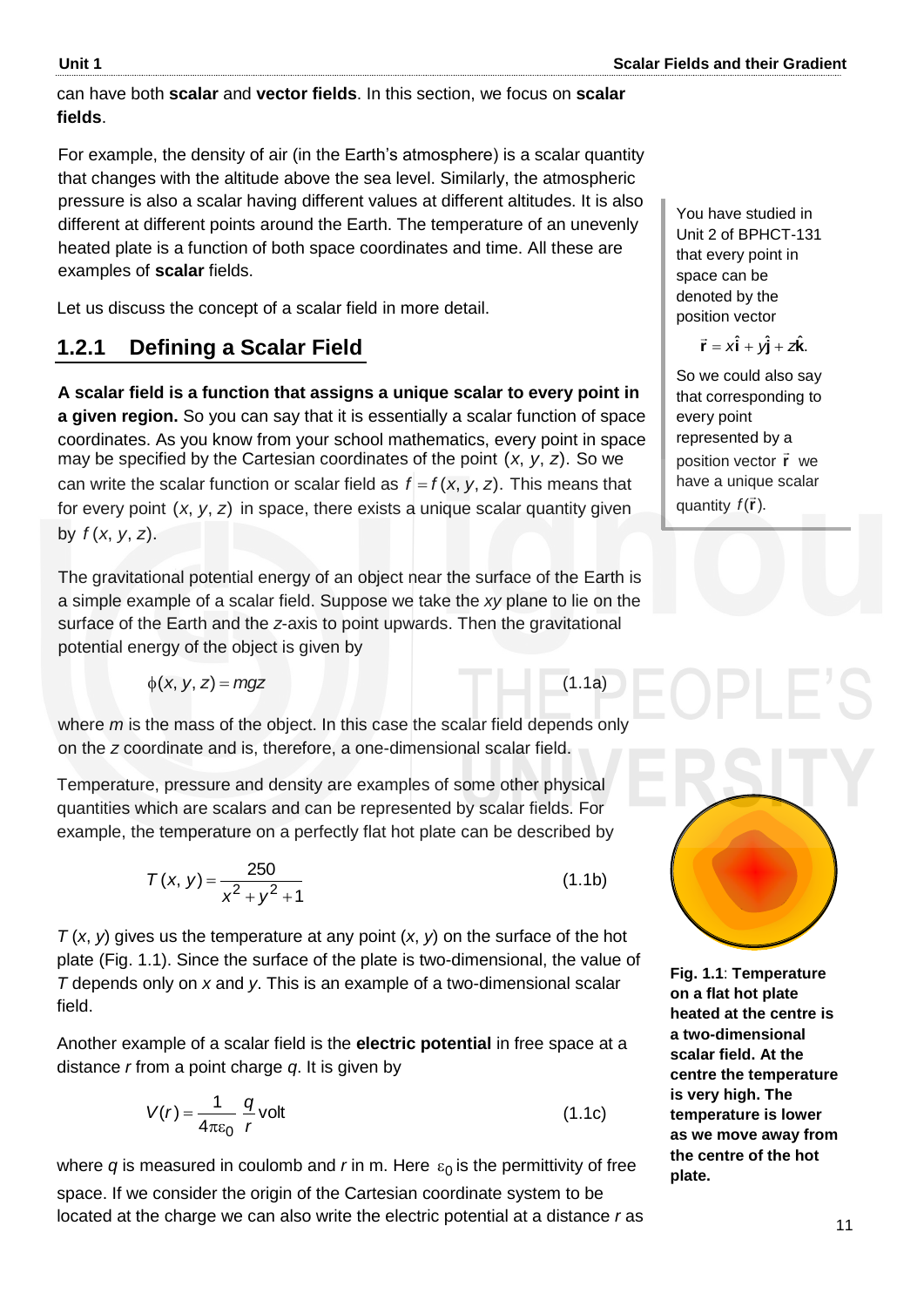can have both **scalar** and **vector fields**. In this section, we focus on **scalar fields**.

For example, the density of air (in the Earth's atmosphere) is a scalar quantity that changes with the altitude above the sea level. Similarly, the atmospheric pressure is also a scalar having different values at different altitudes. It is also different at different points around the Earth. The temperature of an unevenly heated plate is a function of both space coordinates and time. All these are examples of **scalar** fields.

Let us discuss the concept of a scalar field in more detail.

## 1.2.1 Defining a Scalar Field

**A scalar field is a function that assigns a unique scalar to every point in a given region.** So you can say that it is essentially a scalar function of space coordinates. As you know from your school mathematics, every point in space may be specified by the Cartesian coordinates of the point $(x, y, z)$. So we can write the scalar function or scalar field as $f = f(x, y, z)$. This means that for every point $(x, y, z)$ in space, there exists a unique scalar quantity given by $f(x, y, z)$.

You have studied in Unit 2 of BPHCT-131 that every point in space can be denoted by the position vector

$$\vec{\mathbf{r}} = x\hat{\mathbf{i}} + y\hat{\mathbf{j}} + z\hat{\mathbf{k}}.$$

So we could also say that corresponding to every point represented by a position vector $\vec{\mathbf{r}}$ we have a unique scalar quantity $f(\vec{\mathbf{r}})$.

The gravitational potential energy of an object near the surface of the Earth is a simple example of a scalar field. Suppose we take the *xy* plane to lie on the surface of the Earth and the *z*-axis to point upwards. Then the gravitational potential energy of the object is given by

$$\phi(x, y, z) = mgz \tag{1.1a}$$

where *m* is the mass of the object. In this case the scalar field depends only on the *z* coordinate and is, therefore, a one-dimensional scalar field.

Temperature, pressure and density are examples of some other physical quantities which are scalars and can be represented by scalar fields. For example, the temperature on a perfectly flat hot plate can be described by

$$T(x, y) = \frac{250}{x^2 + y^2 + 1} \tag{1.1b}$$

$T(x, y)$ gives us the temperature at any point $(x, y)$ on the surface of the hot plate (Fig. 1.1). Since the surface of the plate is two-dimensional, the value of *T* depends only on *x* and *y*. This is an example of a two-dimensional scalar field.

**Fig. 1.1**: **Temperature on a flat hot plate heated at the centre is a two-dimensional scalar field. At the centre the temperature is very high. The temperature is lower as we move away from the centre of the hot plate.**

Another example of a scalar field is the **electric potential** in free space at a distance *r* from a point charge *q*. It is given by

$$V(r) = \frac{1}{4\pi\varepsilon_0} \frac{q}{r} \text{ volt} \tag{1.1c}$$

where *q* is measured in coulomb and *r* in m. Here $\varepsilon_0$ is the permittivity of free space. If we consider the origin of the Cartesian coordinate system to be located at the charge we can also write the electric potential at a distance *r* as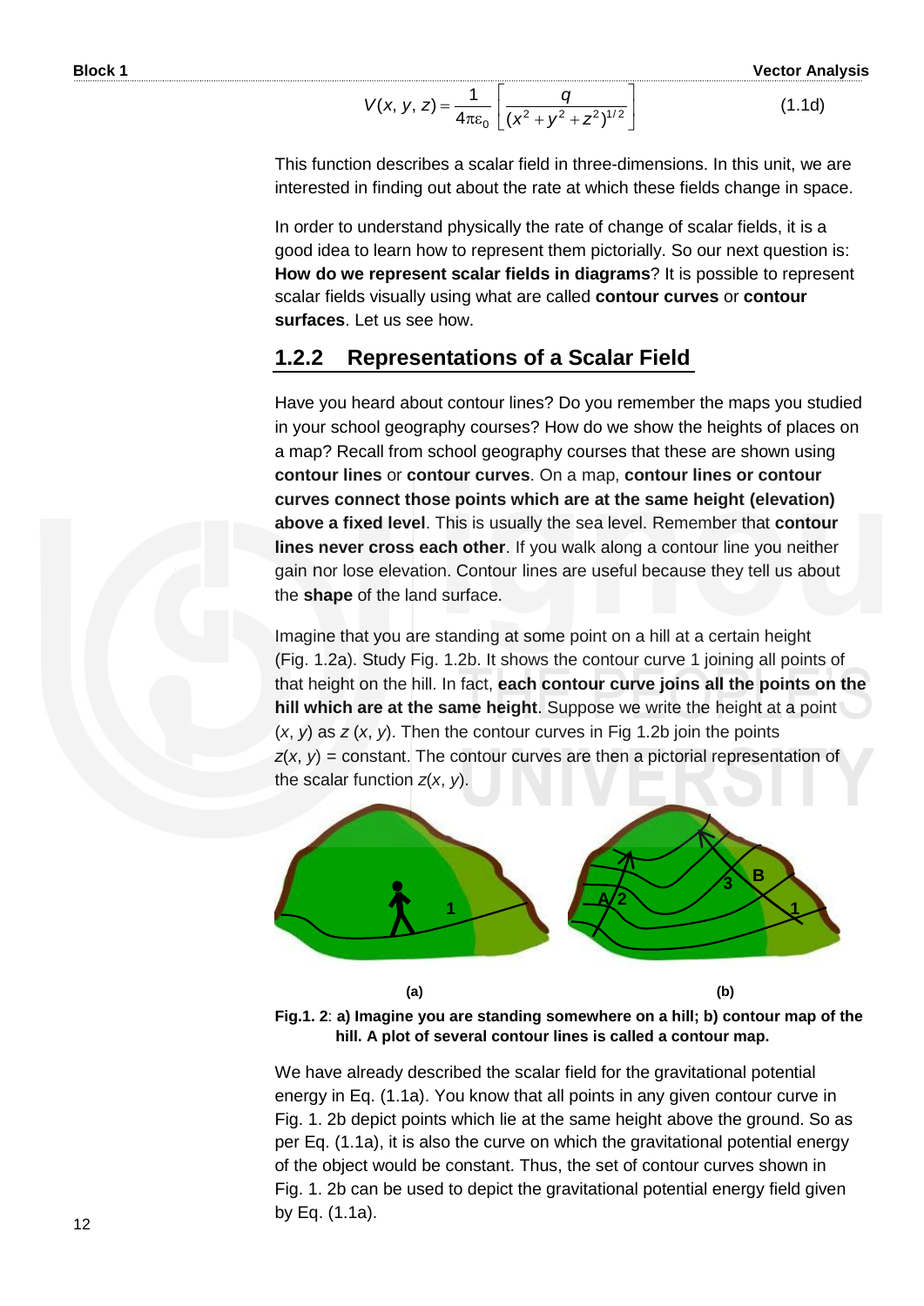$$V(x, y, z) = \frac{1}{4\pi\varepsilon_0}\left[\frac{q}{(x^2 + y^2 + z^2)^{1/2}}\right] \tag{1.1d}$$

This function describes a scalar field in three-dimensions. In this unit, we are interested in finding out about the rate at which these fields change in space.

In order to understand physically the rate of change of scalar fields, it is a good idea to learn how to represent them pictorially. So our next question is: **How do we represent scalar fields in diagrams**? It is possible to represent scalar fields visually using what are called **contour curves** or **contour surfaces**. Let us see how.

### 1.2.2 Representations of a Scalar Field

Have you heard about contour lines? Do you remember the maps you studied in your school geography courses? How do we show the heights of places on a map? Recall from school geography courses that these are shown using **contour lines** or **contour curves**. On a map, **contour lines or contour curves connect those points which are at the same height (elevation) above a fixed level**. This is usually the sea level. Remember that **contour lines never cross each other**. If you walk along a contour line you neither gain nor lose elevation. Contour lines are useful because they tell us about the **shape** of the land surface.

Imagine that you are standing at some point on a hill at a certain height (Fig. 1.2a). Study Fig. 1.2b. It shows the contour curve 1 joining all points of that height on the hill. In fact, **each contour curve joins all the points on the hill which are at the same height**. Suppose we write the height at a point $(x, y)$ as $z(x, y)$. Then the contour curves in Fig 1.2b join the points $z(x, y)$ = constant. The contour curves are then a pictorial representation of the scalar function $z(x, y)$.

(a) (b)

**Fig.1. 2**: **a) Imagine you are standing somewhere on a hill; b) contour map of the hill. A plot of several contour lines is called a contour map.**

We have already described the scalar field for the gravitational potential energy in Eq. (1.1a). You know that all points in any given contour curve in Fig. 1. 2b depict points which lie at the same height above the ground. So as per Eq. (1.1a), it is also the curve on which the gravitational potential energy of the object would be constant. Thus, the set of contour curves shown in Fig. 1. 2b can be used to depict the gravitational potential energy field given by Eq. (1.1a).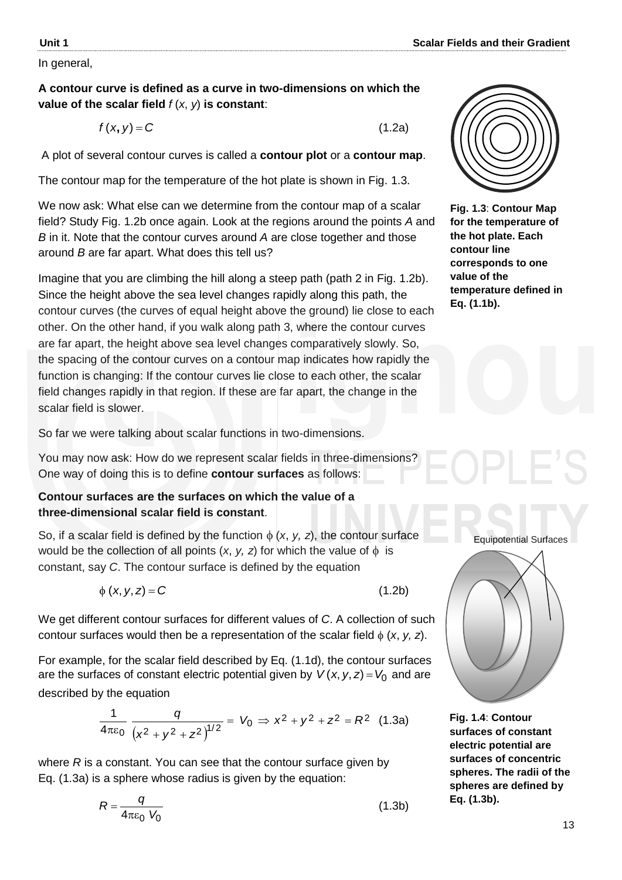In general,

**A contour curve is defined as a curve in two-dimensions on which the value of the scalar field $f(x, y)$ is constant**:

$$f(x, y) = C \tag{1.2a}$$

A plot of several contour curves is called a **contour plot** or a **contour map**.

The contour map for the temperature of the hot plate is shown in Fig. 1.3.

**Fig. 1.3**: **Contour Map for the temperature of the hot plate. Each contour line corresponds to one value of the temperature defined in Eq. (1.1b).**

We now ask: What else can we determine from the contour map of a scalar field? Study Fig. 1.2b once again. Look at the regions around the points *A* and *B* in it. Note that the contour curves around *A* are close together and those around *B* are far apart. What does this tell us?

Imagine that you are climbing the hill along a steep path (path 2 in Fig. 1.2b). Since the height above the sea level changes rapidly along this path, the contour curves (the curves of equal height above the ground) lie close to each other. On the other hand, if you walk along path 3, where the contour curves are far apart, the height above sea level changes comparatively slowly. So, the spacing of the contour curves on a contour map indicates how rapidly the function is changing: If the contour curves lie close to each other, the scalar field changes rapidly in that region. If these are far apart, the change in the scalar field is slower.

So far we were talking about scalar functions in two-dimensions.

You may now ask: How do we represent scalar fields in three-dimensions? One way of doing this is to define **contour surfaces** as follows:

**Contour surfaces are the surfaces on which the value of a three-dimensional scalar field is constant**.

So, if a scalar field is defined by the function $\phi(x, y, z)$, the contour surface would be the collection of all points $(x, y, z)$ for which the value of $\phi$ is constant, say $C$. The contour surface is defined by the equation

$$\phi(x, y, z) = C \tag{1.2b}$$

We get different contour surfaces for different values of $C$. A collection of such contour surfaces would then be a representation of the scalar field $\phi(x, y, z)$.

For example, for the scalar field described by Eq. (1.1d), the contour surfaces are the surfaces of constant electric potential given by $V(x, y, z) = V_0$ and are described by the equation

$$\frac{1}{4\pi\varepsilon_0} \frac{q}{\left(x^2 + y^2 + z^2\right)^{1/2}} = V_0 \Rightarrow x^2 + y^2 + z^2 = R^2 \tag{1.3a}$$

where $R$ is a constant. You can see that the contour surface given by Eq. (1.3a) is a sphere whose radius is given by the equation:

$$R = \frac{q}{4\pi\varepsilon_0 V_0} \tag{1.3b}$$

Equipotential Surfaces

**Fig. 1.4**: **Contour surfaces of constant electric potential are surfaces of concentric spheres. The radii of the spheres are defined by Eq. (1.3b).**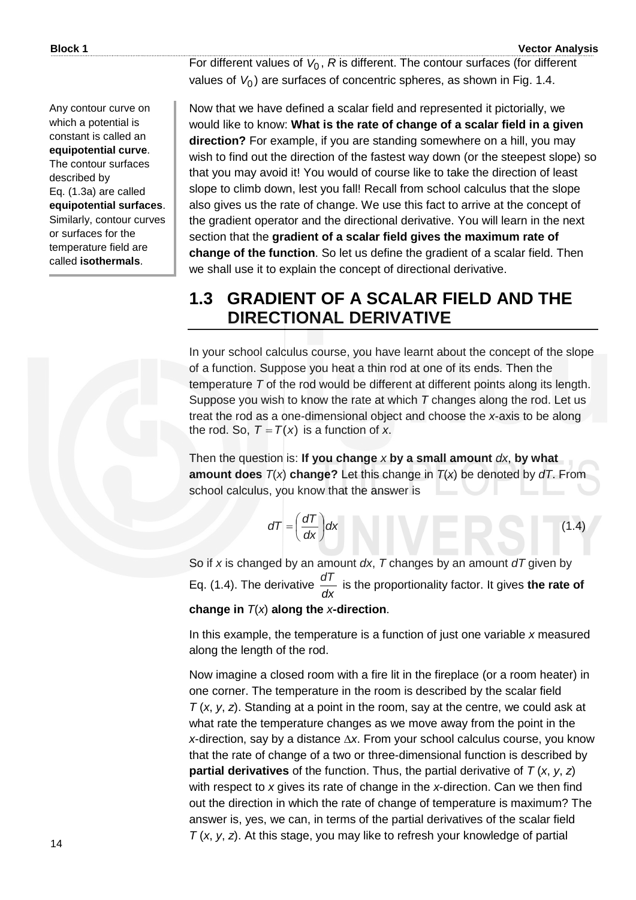For different values of $V_0$, $R$ is different. The contour surfaces (for different values of $V_0$) are surfaces of concentric spheres, as shown in Fig. 1.4.

Any contour curve on which a potential is constant is called an **equipotential curve**. The contour surfaces described by Eq. (1.3a) are called **equipotential surfaces**. Similarly, contour curves or surfaces for the temperature field are called **isothermals**.

Now that we have defined a scalar field and represented it pictorially, we would like to know: **What is the rate of change of a scalar field in a given direction?** For example, if you are standing somewhere on a hill, you may wish to find out the direction of the fastest way down (or the steepest slope) so that you may avoid it! You would of course like to take the direction of least slope to climb down, lest you fall! Recall from school calculus that the slope also gives us the rate of change. We use this fact to arrive at the concept of the gradient operator and the directional derivative. You will learn in the next section that the **gradient of a scalar field gives the maximum rate of change of the function**. So let us define the gradient of a scalar field. Then we shall use it to explain the concept of directional derivative.

## 1.3 GRADIENT OF A SCALAR FIELD AND THE DIRECTIONAL DERIVATIVE

In your school calculus course, you have learnt about the concept of the slope of a function. Suppose you heat a thin rod at one of its ends. Then the temperature $T$ of the rod would be different at different points along its length. Suppose you wish to know the rate at which $T$ changes along the rod. Let us treat the rod as a one-dimensional object and choose the $x$-axis to be along the rod. So, $T = T(x)$ is a function of $x$.

Then the question is: **If you change $x$ by a small amount $dx$, by what amount does $T(x)$ change?** Let this change in $T(x)$ be denoted by $dT$. From school calculus, you know that the answer is

$$dT = \left(\frac{dT}{dx}\right)dx \tag{1.4}$$

So if $x$ is changed by an amount $dx$, $T$ changes by an amount $dT$ given by Eq. (1.4). The derivative $\frac{dT}{dx}$ is the proportionality factor. It gives **the rate of change in $T(x)$ along the $x$-direction**.

In this example, the temperature is a function of just one variable $x$ measured along the length of the rod.

Now imagine a closed room with a fire lit in the fireplace (or a room heater) in one corner. The temperature in the room is described by the scalar field $T(x, y, z)$. Standing at a point in the room, say at the centre, we could ask at what rate the temperature changes as we move away from the point in the $x$-direction, say by a distance $\Delta x$. From your school calculus course, you know that the rate of change of a two or three-dimensional function is described by **partial derivatives** of the function. Thus, the partial derivative of $T(x, y, z)$ with respect to $x$ gives its rate of change in the $x$-direction. Can we then find out the direction in which the rate of change of temperature is maximum? The answer is, yes, we can, in terms of the partial derivatives of the scalar field $T(x, y, z)$. At this stage, you may like to refresh your knowledge of partial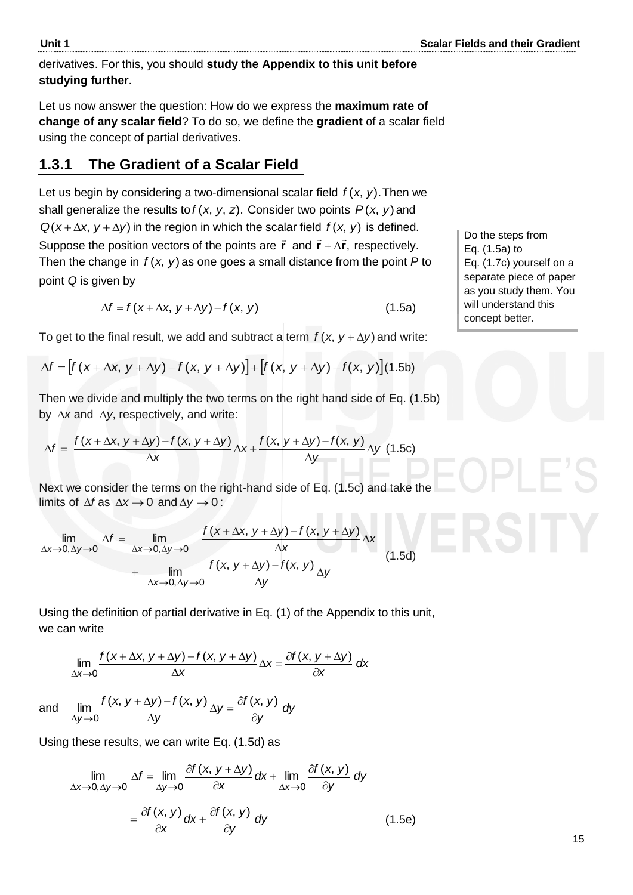derivatives. For this, you should **study the Appendix to this unit before studying further**.

Let us now answer the question: How do we express the **maximum rate of change of any scalar field**? To do so, we define the **gradient** of a scalar field using the concept of partial derivatives.

### 1.3.1 The Gradient of a Scalar Field

Let us begin by considering a two-dimensional scalar field $f(x, y)$. Then we shall generalize the results to $f(x, y, z)$. Consider two points $P(x, y)$ and $Q(x+\Delta x, y+\Delta y)$ in the region in which the scalar field $f(x, y)$ is defined. Suppose the position vectors of the points are $\vec{\mathbf{r}}$ and $\vec{\mathbf{r}}+\Delta\vec{\mathbf{r}}$, respectively. Then the change in $f(x, y)$ as one goes a small distance from the point $P$ to point $Q$ is given by

> Do the steps from Eq. (1.5a) to Eq. (1.7c) yourself on a separate piece of paper as you study them. You will understand this concept better.

$$\Delta f = f(x+\Delta x, y+\Delta y) - f(x, y) \tag{1.5a}$$

To get to the final result, we add and subtract a term $f(x, y+\Delta y)$ and write:

$$\Delta f = \left[f(x+\Delta x, y+\Delta y) - f(x, y+\Delta y)\right] + \left[f(x, y+\Delta y) - f(x, y)\right] \tag{1.5b}$$

Then we divide and multiply the two terms on the right hand side of Eq. (1.5b) by $\Delta x$ and $\Delta y$, respectively, and write:

$$\Delta f = \frac{f(x+\Delta x, y+\Delta y) - f(x, y+\Delta y)}{\Delta x}\Delta x + \frac{f(x, y+\Delta y) - f(x, y)}{\Delta y}\Delta y \tag{1.5c}$$

Next we consider the terms on the right-hand side of Eq. (1.5c) and take the limits of $\Delta f$ as $\Delta x \to 0$ and $\Delta y \to 0$:

$$\begin{aligned}\lim_{\Delta x\to 0, \Delta y\to 0} \Delta f = &\lim_{\Delta x\to 0, \Delta y\to 0} \frac{f(x+\Delta x, y+\Delta y) - f(x, y+\Delta y)}{\Delta x}\Delta x \\ &+ \lim_{\Delta x\to 0, \Delta y\to 0} \frac{f(x, y+\Delta y) - f(x, y)}{\Delta y}\Delta y\end{aligned} \tag{1.5d}$$

Using the definition of partial derivative in Eq. (1) of the Appendix to this unit, we can write

$$\lim_{\Delta x\to 0} \frac{f(x+\Delta x, y+\Delta y) - f(x, y+\Delta y)}{\Delta x}\Delta x = \frac{\partial f(x, y+\Delta y)}{\partial x}\,dx$$

and $$\lim_{\Delta y\to 0} \frac{f(x, y+\Delta y) - f(x, y)}{\Delta y}\Delta y = \frac{\partial f(x, y)}{\partial y}\,dy$$

Using these results, we can write Eq. (1.5d) as

$$\begin{aligned}\lim_{\Delta x\to 0, \Delta y\to 0} \Delta f &= \lim_{\Delta y\to 0} \frac{\partial f(x, y+\Delta y)}{\partial x}dx + \lim_{\Delta x\to 0} \frac{\partial f(x, y)}{\partial y}\,dy \\ &= \frac{\partial f(x, y)}{\partial x}dx + \frac{\partial f(x, y)}{\partial y}\,dy\end{aligned} \tag{1.5e}$$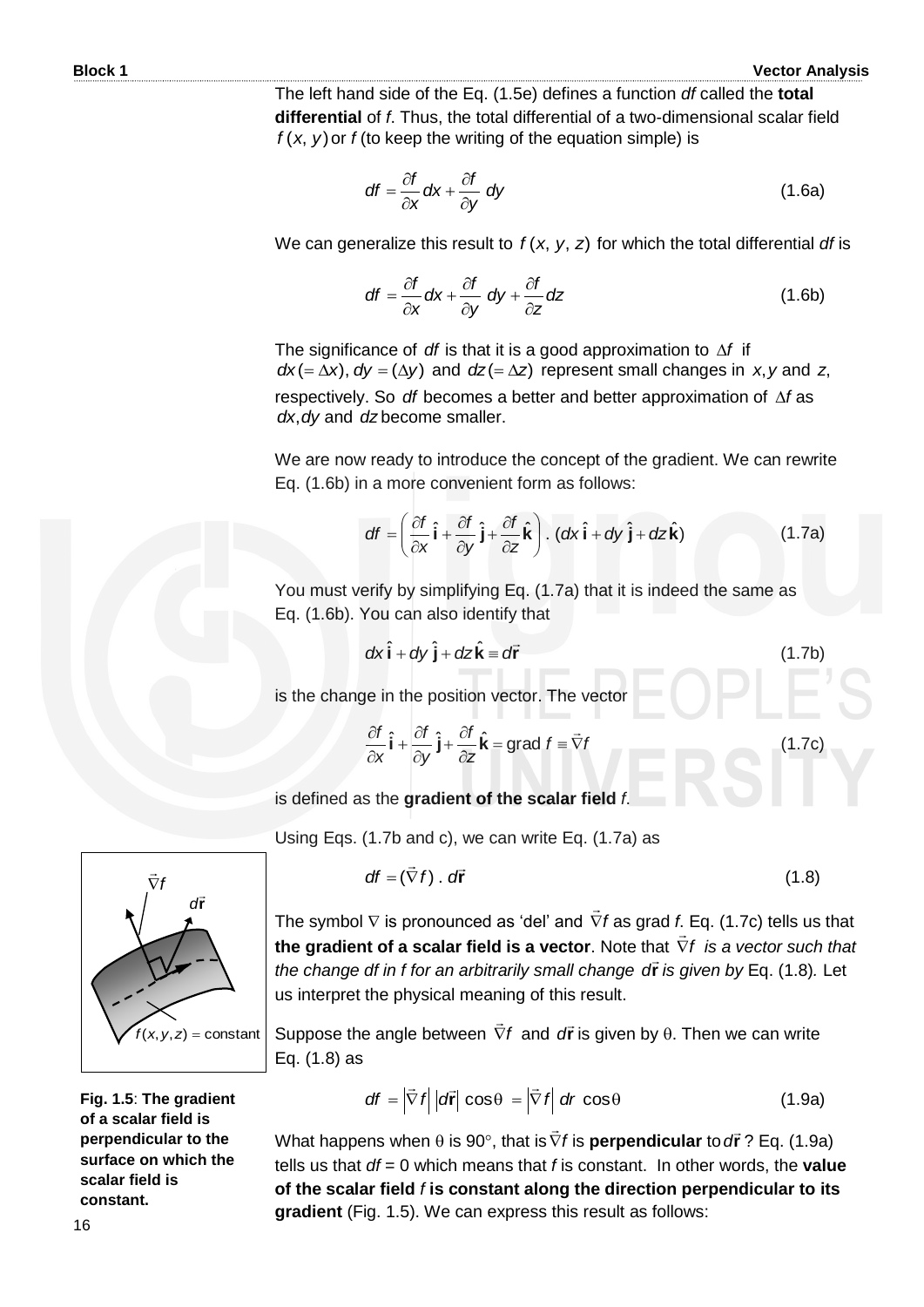The left hand side of the Eq. (1.5e) defines a function $df$ called the **total differential** of $f$. Thus, the total differential of a two-dimensional scalar field $f(x, y)$ or $f$ (to keep the writing of the equation simple) is

$$df = \frac{\partial f}{\partial x}dx + \frac{\partial f}{\partial y}\,dy \tag{1.6a}$$

We can generalize this result to $f(x, y, z)$ for which the total differential $df$ is

$$df = \frac{\partial f}{\partial x}dx + \frac{\partial f}{\partial y}\,dy + \frac{\partial f}{\partial z}dz \tag{1.6b}$$

The significance of $df$ is that it is a good approximation to $\Delta f$ if $dx(=\Delta x)$, $dy = (\Delta y)$ and $dz(=\Delta z)$ represent small changes in $x, y$ and $z$, respectively. So $df$ becomes a better and better approximation of $\Delta f$ as $dx, dy$ and $dz$ become smaller.

We are now ready to introduce the concept of the gradient. We can rewrite Eq. (1.6b) in a more convenient form as follows:

$$df = \left(\frac{\partial f}{\partial x}\,\hat{\mathbf{i}} + \frac{\partial f}{\partial y}\,\hat{\mathbf{j}} + \frac{\partial f}{\partial z}\,\hat{\mathbf{k}}\right) . \,(dx\,\hat{\mathbf{i}} + dy\,\hat{\mathbf{j}} + dz\,\hat{\mathbf{k}}) \tag{1.7a}$$

You must verify by simplifying Eq. (1.7a) that it is indeed the same as Eq. (1.6b). You can also identify that

$$dx\,\hat{\mathbf{i}} + dy\,\hat{\mathbf{j}} + dz\,\hat{\mathbf{k}} \equiv d\vec{\mathbf{r}} \tag{1.7b}$$

is the change in the position vector. The vector

$$\frac{\partial f}{\partial x}\,\hat{\mathbf{i}} + \frac{\partial f}{\partial y}\,\hat{\mathbf{j}} + \frac{\partial f}{\partial z}\,\hat{\mathbf{k}} = \text{grad } f \equiv \vec{\nabla} f \tag{1.7c}$$

is defined as the **gradient of the scalar field** $f$.

Using Eqs. (1.7b and c), we can write Eq. (1.7a) as

$$df = (\vec{\nabla} f)\,.\,d\vec{\mathbf{r}} \tag{1.8}$$

The symbol $\nabla$ is pronounced as 'del' and $\vec{\nabla} f$ as grad $f$. Eq. (1.7c) tells us that **the gradient of a scalar field is a vector**. Note that $\vec{\nabla} f$ *is a vector such that the change df in f for an arbitrarily small change* $d\vec{\mathbf{r}}$ *is given by* Eq. (1.8). Let us interpret the physical meaning of this result.

**Fig. 1.5**: **The gradient of a scalar field is perpendicular to the surface on which the scalar field is constant.**

Suppose the angle between $\vec{\nabla} f$ and $d\vec{\mathbf{r}}$ is given by $\theta$. Then we can write Eq. (1.8) as

$$df = \left|\vec{\nabla} f\right| \left|d\vec{\mathbf{r}}\right| \cos\theta = \left|\vec{\nabla} f\right| dr \,\cos\theta \tag{1.9a}$$

What happens when $\theta$ is 90°, that is $\vec{\nabla} f$ is **perpendicular** to $d\vec{\mathbf{r}}$? Eq. (1.9a) tells us that $df = 0$ which means that $f$ is constant. In other words, the **value of the scalar field** $f$ **is constant along the direction perpendicular to its gradient** (Fig. 1.5). We can express this result as follows: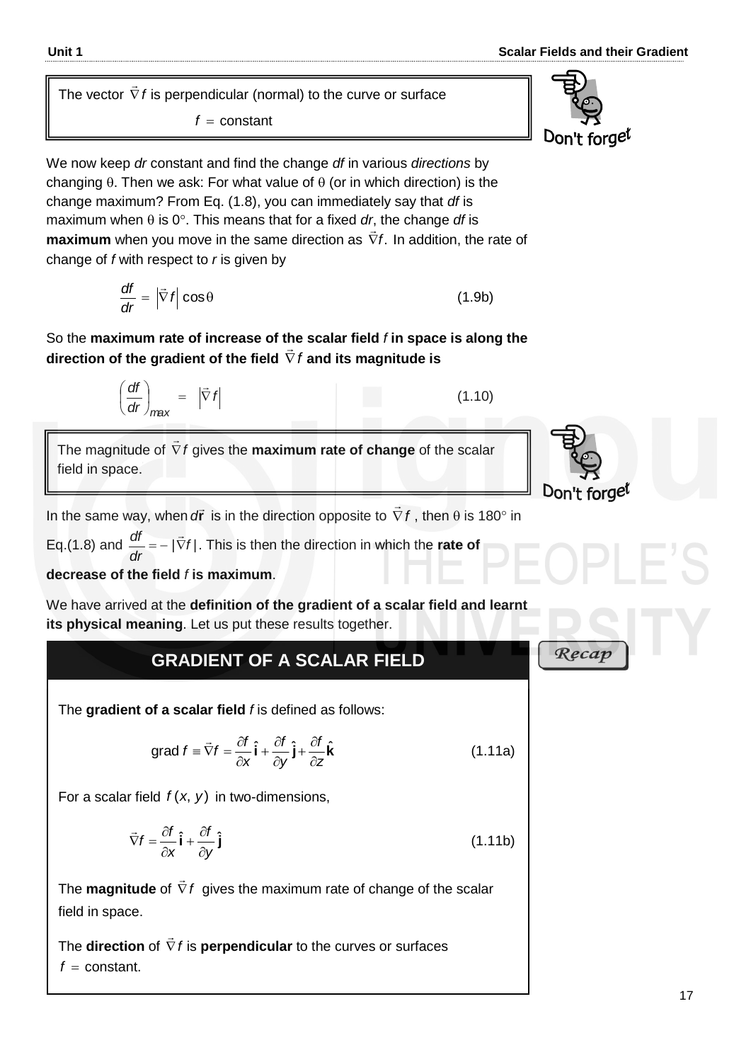> The vector $\vec{\nabla} f$ is perpendicular (normal) to the curve or surface
>
> $$f = \text{constant}$$

Don't forget

We now keep $dr$ constant and find the change $df$ in various *directions* by changing $\theta$. Then we ask: For what value of $\theta$ (or in which direction) is the change maximum? From Eq. (1.8), you can immediately say that $df$ is maximum when $\theta$ is $0°$. This means that for a fixed $dr$, the change $df$ is **maximum** when you move in the same direction as $\vec{\nabla} f$. In addition, the rate of change of $f$ with respect to $r$ is given by

$$\frac{df}{dr} = \left|\vec{\nabla} f\right| \cos\theta \tag{1.9b}$$

So the **maximum rate of increase of the scalar field $f$ in space is along the direction of the gradient of the field $\vec{\nabla} f$ and its magnitude is**

$$\left(\frac{df}{dr}\right)_{max} = \left|\vec{\nabla} f\right| \tag{1.10}$$

> The magnitude of $\vec{\nabla} f$ gives the **maximum rate of change** of the scalar field in space.

Don't forget

In the same way, when $d\vec{\mathbf{r}}$ is in the direction opposite to $\vec{\nabla} f$, then $\theta$ is $180°$ in Eq.(1.8) and $\frac{df}{dr} = -|\vec{\nabla} f|$. This is then the direction in which the **rate of decrease of the field $f$ is maximum**.

We have arrived at the **definition of the gradient of a scalar field and learnt its physical meaning**. Let us put these results together.

## GRADIENT OF A SCALAR FIELD

*Recap*

The **gradient of a scalar field** $f$ is defined as follows:

$$\text{grad } f \equiv \vec{\nabla} f = \frac{\partial f}{\partial x}\hat{\mathbf{i}} + \frac{\partial f}{\partial y}\hat{\mathbf{j}} + \frac{\partial f}{\partial z}\hat{\mathbf{k}} \tag{1.11a}$$

For a scalar field $f(x, y)$ in two-dimensions,

$$\vec{\nabla} f = \frac{\partial f}{\partial x}\hat{\mathbf{i}} + \frac{\partial f}{\partial y}\hat{\mathbf{j}} \tag{1.11b}$$

The **magnitude** of $\vec{\nabla} f$ gives the maximum rate of change of the scalar field in space.

The **direction** of $\vec{\nabla} f$ is **perpendicular** to the curves or surfaces $f = \text{constant}$.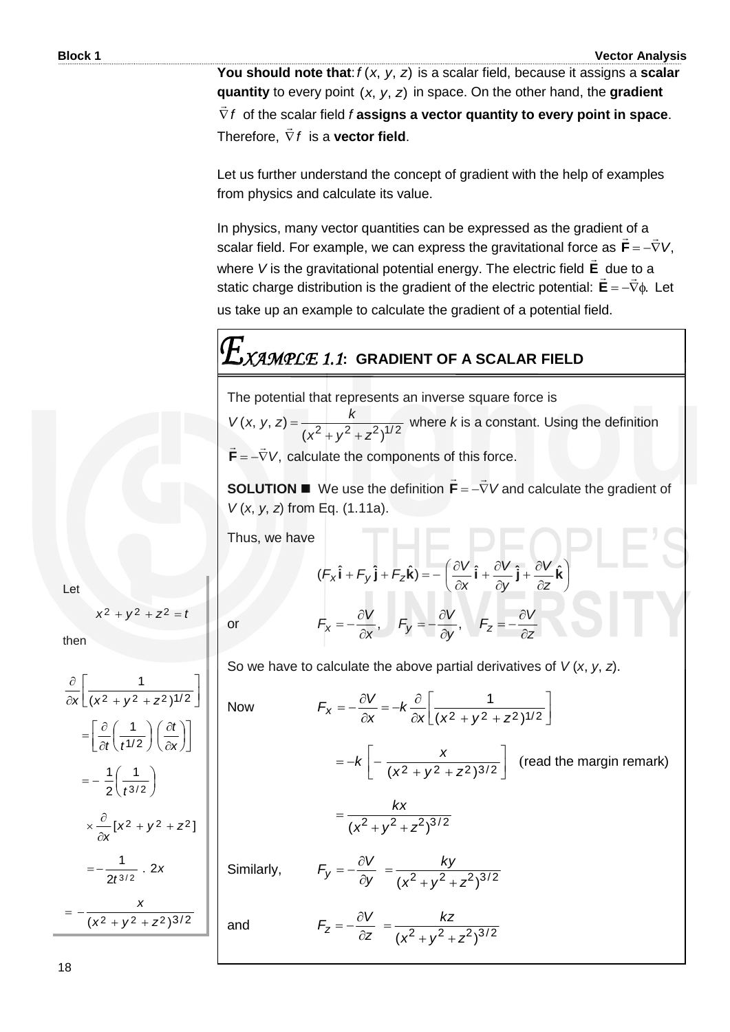**You should note that**: $f(x, y, z)$ is a scalar field, because it assigns a **scalar quantity** to every point $(x, y, z)$ in space. On the other hand, the **gradient** $\vec{\nabla} f$ of the scalar field $f$ **assigns a vector quantity to every point in space**. Therefore, $\vec{\nabla} f$ is a **vector field**.

Let us further understand the concept of gradient with the help of examples from physics and calculate its value.

In physics, many vector quantities can be expressed as the gradient of a scalar field. For example, we can express the gravitational force as $\vec{\mathbf{F}} = -\vec{\nabla} V$, where $V$ is the gravitational potential energy. The electric field $\vec{\mathbf{E}}$ due to a static charge distribution is the gradient of the electric potential: $\vec{\mathbf{E}} = -\vec{\nabla}\phi$. Let us take up an example to calculate the gradient of a potential field.

## EXAMPLE 1.1: GRADIENT OF A SCALAR FIELD

The potential that represents an inverse square force is $V(x, y, z) = \dfrac{k}{(x^2 + y^2 + z^2)^{1/2}}$ where $k$ is a constant. Using the definition $\vec{\mathbf{F}} = -\vec{\nabla} V$, calculate the components of this force.

**SOLUTION ■** We use the definition $\vec{\mathbf{F}} = -\vec{\nabla} V$ and calculate the gradient of $V(x, y, z)$ from Eq. (1.11a).

Thus, we have

$$(F_x \hat{\mathbf{i}} + F_y \hat{\mathbf{j}} + F_z \hat{\mathbf{k}}) = -\left(\frac{\partial V}{\partial x}\hat{\mathbf{i}} + \frac{\partial V}{\partial y}\hat{\mathbf{j}} + \frac{\partial V}{\partial z}\hat{\mathbf{k}}\right)$$

or

$$F_x = -\frac{\partial V}{\partial x}, \quad F_y = -\frac{\partial V}{\partial y}, \quad F_z = -\frac{\partial V}{\partial z}$$

So we have to calculate the above partial derivatives of $V(x, y, z)$.

Now

$$F_x = -\frac{\partial V}{\partial x} = -k\frac{\partial}{\partial x}\left[\frac{1}{(x^2 + y^2 + z^2)^{1/2}}\right]$$

$$= -k\left[-\frac{x}{(x^2 + y^2 + z^2)^{3/2}}\right] \quad \text{(read the margin remark)}$$

$$= \frac{kx}{(x^2 + y^2 + z^2)^{3/2}}$$

Similarly,

$$F_y = -\frac{\partial V}{\partial y} = \frac{ky}{(x^2 + y^2 + z^2)^{3/2}}$$

and

$$F_z = -\frac{\partial V}{\partial z} = \frac{kz}{(x^2 + y^2 + z^2)^{3/2}}$$

---

*Margin remark:*

Let

$$x^2 + y^2 + z^2 = t$$

then

$$\frac{\partial}{\partial x}\left[\frac{1}{(x^2 + y^2 + z^2)^{1/2}}\right]$$

$$= \left[\frac{\partial}{\partial t}\left(\frac{1}{t^{1/2}}\right)\left(\frac{\partial t}{\partial x}\right)\right]$$

$$= -\frac{1}{2}\left(\frac{1}{t^{3/2}}\right)$$

$$\times \frac{\partial}{\partial x}[x^2 + y^2 + z^2]$$

$$= -\frac{1}{2t^{3/2}} \cdot 2x$$

$$= -\frac{x}{(x^2 + y^2 + z^2)^{3/2}}$$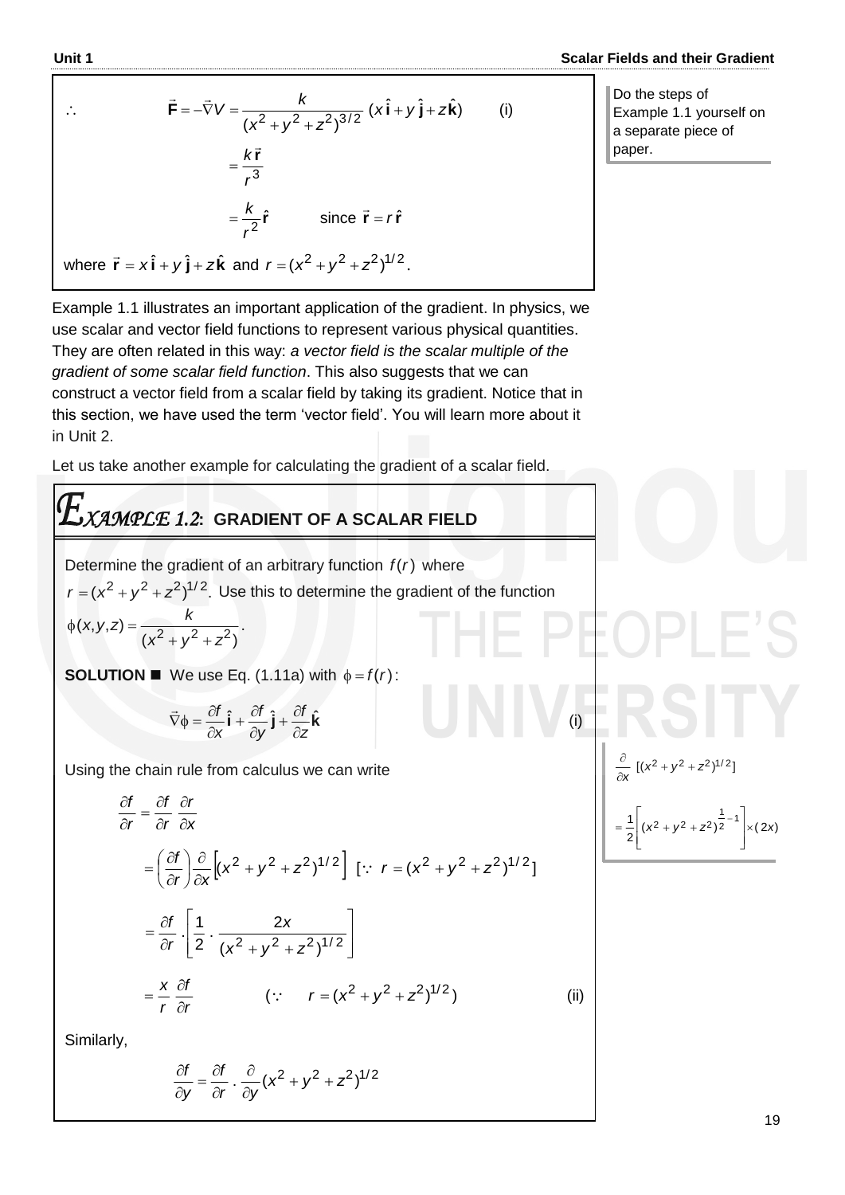$$\therefore \qquad \vec{\mathbf{F}} = -\vec{\nabla}V = \frac{k}{(x^2+y^2+z^2)^{3/2}}\,(x\,\hat{\mathbf{i}} + y\,\hat{\mathbf{j}} + z\,\hat{\mathbf{k}}) \qquad \text{(i)}$$

$$= \frac{k\,\vec{\mathbf{r}}}{r^3}$$

$$= \frac{k}{r^2}\hat{\mathbf{r}} \qquad \text{since } \vec{\mathbf{r}} = r\,\hat{\mathbf{r}}$$

where $\vec{\mathbf{r}} = x\,\hat{\mathbf{i}} + y\,\hat{\mathbf{j}} + z\,\hat{\mathbf{k}}$ and $r = (x^2+y^2+z^2)^{1/2}$.

Do the steps of Example 1.1 yourself on a separate piece of paper.

Example 1.1 illustrates an important application of the gradient. In physics, we use scalar and vector field functions to represent various physical quantities. They are often related in this way: *a vector field is the scalar multiple of the gradient of some scalar field function*. This also suggests that we can construct a vector field from a scalar field by taking its gradient. Notice that in this section, we have used the term 'vector field'. You will learn more about it in Unit 2.

Let us take another example for calculating the gradient of a scalar field.

## *EXAMPLE 1.2*: GRADIENT OF A SCALAR FIELD

Determine the gradient of an arbitrary function $f(r)$ where $r = (x^2+y^2+z^2)^{1/2}$. Use this to determine the gradient of the function $\phi(x,y,z) = \dfrac{k}{(x^2+y^2+z^2)}$.

**SOLUTION** ■ We use Eq. (1.11a) with $\phi = f(r)$:

$$\vec{\nabla}\phi = \frac{\partial f}{\partial x}\hat{\mathbf{i}} + \frac{\partial f}{\partial y}\hat{\mathbf{j}} + \frac{\partial f}{\partial z}\hat{\mathbf{k}} \qquad \text{(i)}$$

Using the chain rule from calculus we can write

$$\frac{\partial f}{\partial r} = \frac{\partial f}{\partial r}\,\frac{\partial r}{\partial x}$$

$$= \left(\frac{\partial f}{\partial r}\right)\frac{\partial}{\partial x}\left[(x^2+y^2+z^2)^{1/2}\right] \;\; [\because\; r = (x^2+y^2+z^2)^{1/2}]$$

$$= \frac{\partial f}{\partial r}\cdot\left[\frac{1}{2}\cdot\frac{2x}{(x^2+y^2+z^2)^{1/2}}\right]$$

$$= \frac{x}{r}\,\frac{\partial f}{\partial r} \qquad (\because\quad r = (x^2+y^2+z^2)^{1/2}) \qquad \text{(ii)}$$

$$\frac{\partial}{\partial x}\,[(x^2+y^2+z^2)^{1/2}] = \frac{1}{2}\left[(x^2+y^2+z^2)^{\frac{1}{2}-1}\right]\times(2x)$$

Similarly,

$$\frac{\partial f}{\partial y} = \frac{\partial f}{\partial r}\cdot\frac{\partial}{\partial y}(x^2+y^2+z^2)^{1/2}$$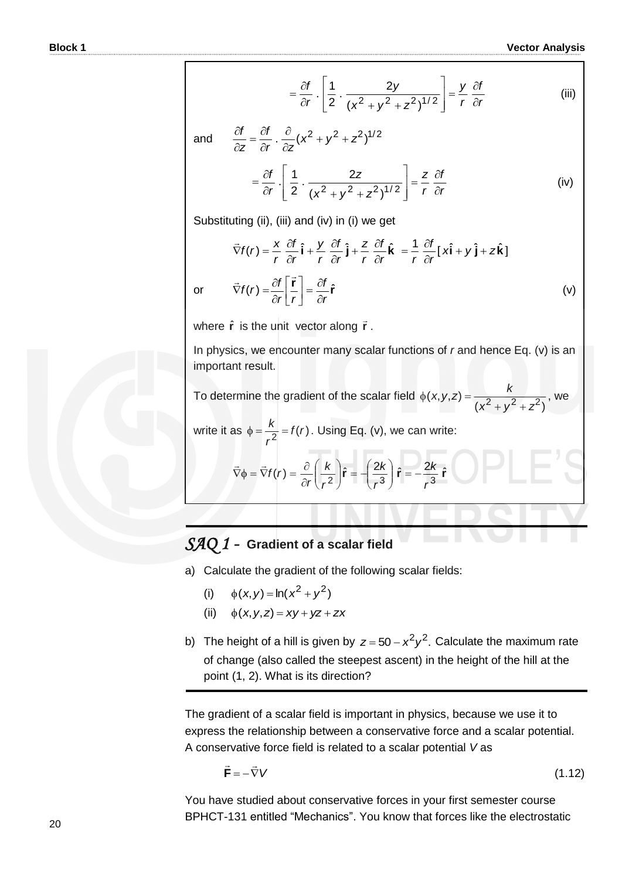$$= \frac{\partial f}{\partial r} \cdot \left[\frac{1}{2} \cdot \frac{2y}{(x^2+y^2+z^2)^{1/2}}\right] = \frac{y}{r}\frac{\partial f}{\partial r} \qquad \text{(iii)}$$

and $\quad \dfrac{\partial f}{\partial z} = \dfrac{\partial f}{\partial r} \cdot \dfrac{\partial}{\partial z}(x^2+y^2+z^2)^{1/2}$

$$= \frac{\partial f}{\partial r} \cdot \left[\frac{1}{2} \cdot \frac{2z}{(x^2+y^2+z^2)^{1/2}}\right] = \frac{z}{r}\frac{\partial f}{\partial r} \qquad \text{(iv)}$$

Substituting (ii), (iii) and (iv) in (i) we get

$$\vec{\nabla} f(r) = \frac{x}{r}\frac{\partial f}{\partial r}\hat{\mathbf{i}} + \frac{y}{r}\frac{\partial f}{\partial r}\hat{\mathbf{j}} + \frac{z}{r}\frac{\partial f}{\partial r}\hat{\mathbf{k}} = \frac{1}{r}\frac{\partial f}{\partial r}[x\hat{\mathbf{i}} + y\hat{\mathbf{j}} + z\hat{\mathbf{k}}]$$

or $\quad \vec{\nabla} f(r) = \dfrac{\partial f}{\partial r}\left[\dfrac{\vec{\mathbf{r}}}{r}\right] = \dfrac{\partial f}{\partial r}\hat{\mathbf{r}} \qquad \text{(v)}$

where $\hat{\mathbf{r}}$ is the unit vector along $\vec{\mathbf{r}}$.

In physics, we encounter many scalar functions of $r$ and hence Eq. (v) is an important result.

To determine the gradient of the scalar field $\phi(x,y,z) = \dfrac{k}{(x^2+y^2+z^2)}$, we write it as $\phi = \dfrac{k}{r^2} = f(r)$. Using Eq. (v), we can write:

$$\vec{\nabla}\phi = \vec{\nabla} f(r) = \frac{\partial}{\partial r}\left(\frac{k}{r^2}\right)\hat{\mathbf{r}} = -\left(\frac{2k}{r^3}\right)\hat{\mathbf{r}} = -\frac{2k}{r^3}\hat{\mathbf{r}}$$

## *SAQ 1* – Gradient of a scalar field

a) Calculate the gradient of the following scalar fields:

   (i) $\phi(x,y) = \ln(x^2+y^2)$

   (ii) $\phi(x,y,z) = xy + yz + zx$

b) The height of a hill is given by $z = 50 - x^2y^2$. Calculate the maximum rate of change (also called the steepest ascent) in the height of the hill at the point (1, 2). What is its direction?

The gradient of a scalar field is important in physics, because we use it to express the relationship between a conservative force and a scalar potential. A conservative force field is related to a scalar potential $V$ as

$$\vec{\mathbf{F}} = -\vec{\nabla} V \qquad (1.12)$$

You have studied about conservative forces in your first semester course BPHCT-131 entitled "Mechanics". You know that forces like the electrostatic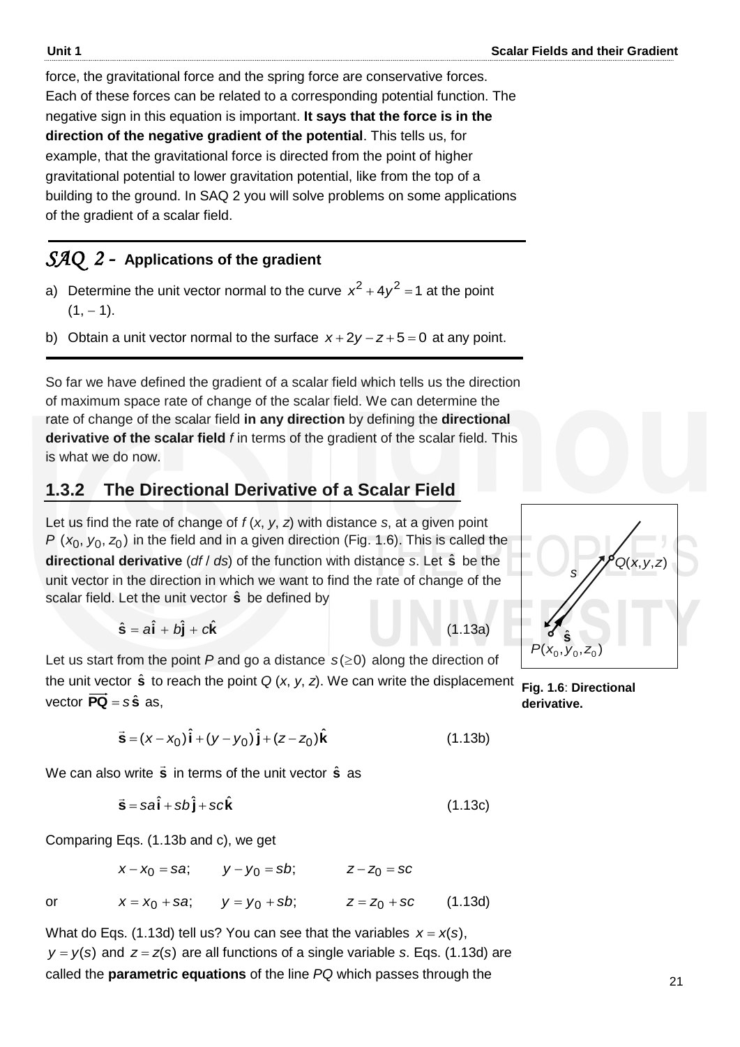force, the gravitational force and the spring force are conservative forces. Each of these forces can be related to a corresponding potential function. The negative sign in this equation is important. **It says that the force is in the direction of the negative gradient of the potential**. This tells us, for example, that the gravitational force is directed from the point of higher gravitational potential to lower gravitation potential, like from the top of a building to the ground. In SAQ 2 you will solve problems on some applications of the gradient of a scalar field.

---

*SAQ 2* - **Applications of the gradient**

a) Determine the unit vector normal to the curve $x^2 + 4y^2 = 1$ at the point $(1, -1)$.

b) Obtain a unit vector normal to the surface $x + 2y - z + 5 = 0$ at any point.

---

So far we have defined the gradient of a scalar field which tells us the direction of maximum space rate of change of the scalar field. We can determine the rate of change of the scalar field **in any direction** by defining the **directional derivative of the scalar field** *f* in terms of the gradient of the scalar field. This is what we do now.

## 1.3.2 The Directional Derivative of a Scalar Field

Let us find the rate of change of $f(x, y, z)$ with distance *s*, at a given point $P\ (x_0, y_0, z_0)$ in the field and in a given direction (Fig. 1.6). This is called the **directional derivative** ($df/ds$) of the function with distance *s*. Let $\hat{\mathbf{s}}$ be the unit vector in the direction in which we want to find the rate of change of the scalar field. Let the unit vector $\hat{\mathbf{s}}$ be defined by

$$\hat{\mathbf{s}} = a\hat{\mathbf{i}} + b\hat{\mathbf{j}} + c\hat{\mathbf{k}} \tag{1.13a}$$

**Fig. 1.6**: **Directional derivative.**

Let us start from the point *P* and go a distance $s\,(\geq 0)$ along the direction of the unit vector $\hat{\mathbf{s}}$ to reach the point $Q\ (x, y, z)$. We can write the displacement vector $\overrightarrow{\mathbf{PQ}} = s\,\hat{\mathbf{s}}$ as,

$$\vec{\mathbf{s}} = (x - x_0)\,\hat{\mathbf{i}} + (y - y_0)\,\hat{\mathbf{j}} + (z - z_0)\,\hat{\mathbf{k}} \tag{1.13b}$$

We can also write $\vec{\mathbf{s}}$ in terms of the unit vector $\hat{\mathbf{s}}$ as

$$\vec{\mathbf{s}} = sa\,\hat{\mathbf{i}} + sb\,\hat{\mathbf{j}} + sc\,\hat{\mathbf{k}} \tag{1.13c}$$

Comparing Eqs. (1.13b and c), we get

$$x - x_0 = sa; \qquad y - y_0 = sb; \qquad z - z_0 = sc$$

or

$$x = x_0 + sa; \qquad y = y_0 + sb; \qquad z = z_0 + sc \tag{1.13d}$$

What do Eqs. (1.13d) tell us? You can see that the variables $x = x(s)$, $y = y(s)$ and $z = z(s)$ are all functions of a single variable *s*. Eqs. (1.13d) are called the **parametric equations** of the line *PQ* which passes through the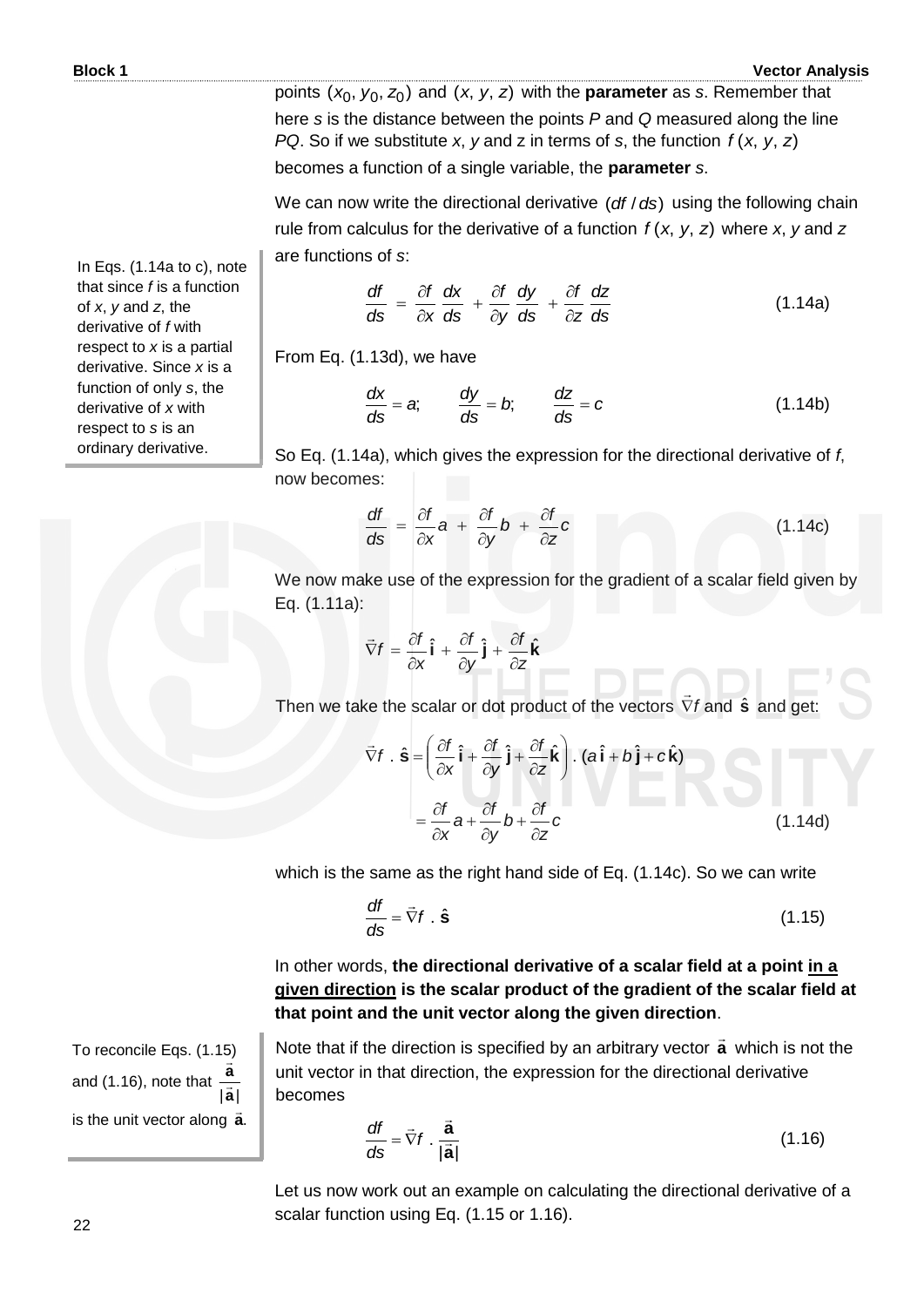points $(x_0, y_0, z_0)$ and $(x, y, z)$ with the **parameter** as $s$. Remember that here $s$ is the distance between the points $P$ and $Q$ measured along the line $PQ$. So if we substitute $x$, $y$ and z in terms of $s$, the function $f(x, y, z)$ becomes a function of a single variable, the **parameter** $s$.

We can now write the directional derivative $(df/ds)$ using the following chain rule from calculus for the derivative of a function $f(x, y, z)$ where $x$, $y$ and $z$ are functions of $s$:

> In Eqs. (1.14a to c), note that since $f$ is a function of $x$, $y$ and $z$, the derivative of $f$ with respect to $x$ is a partial derivative. Since $x$ is a function of only $s$, the derivative of $x$ with respect to $s$ is an ordinary derivative.

$$\frac{df}{ds} = \frac{\partial f}{\partial x}\frac{dx}{ds} + \frac{\partial f}{\partial y}\frac{dy}{ds} + \frac{\partial f}{\partial z}\frac{dz}{ds} \tag{1.14a}$$

From Eq. (1.13d), we have

$$\frac{dx}{ds} = a; \qquad \frac{dy}{ds} = b; \qquad \frac{dz}{ds} = c \tag{1.14b}$$

So Eq. (1.14a), which gives the expression for the directional derivative of $f$, now becomes:

$$\frac{df}{ds} = \frac{\partial f}{\partial x}a + \frac{\partial f}{\partial y}b + \frac{\partial f}{\partial z}c \tag{1.14c}$$

We now make use of the expression for the gradient of a scalar field given by Eq. (1.11a):

$$\vec{\nabla} f = \frac{\partial f}{\partial x}\hat{\mathbf{i}} + \frac{\partial f}{\partial y}\hat{\mathbf{j}} + \frac{\partial f}{\partial z}\hat{\mathbf{k}}$$

Then we take the scalar or dot product of the vectors $\vec{\nabla} f$ and $\hat{\mathbf{s}}$ and get:

$$\vec{\nabla} f \,.\, \hat{\mathbf{s}} = \left(\frac{\partial f}{\partial x}\hat{\mathbf{i}} + \frac{\partial f}{\partial y}\hat{\mathbf{j}} + \frac{\partial f}{\partial z}\hat{\mathbf{k}}\right) . \,(a\,\hat{\mathbf{i}} + b\,\hat{\mathbf{j}} + c\,\hat{\mathbf{k}})$$

$$= \frac{\partial f}{\partial x}a + \frac{\partial f}{\partial y}b + \frac{\partial f}{\partial z}c \tag{1.14d}$$

which is the same as the right hand side of Eq. (1.14c). So we can write

$$\frac{df}{ds} = \vec{\nabla} f \,.\, \hat{\mathbf{s}} \tag{1.15}$$

In other words, **the directional derivative of a scalar field at a point <u>in a given direction</u> is the scalar product of the gradient of the scalar field at that point and the unit vector along the given direction**.

> To reconcile Eqs. (1.15) and (1.16), note that $\frac{\vec{\mathbf{a}}}{|\vec{\mathbf{a}}|}$ is the unit vector along $\vec{\mathbf{a}}$.

Note that if the direction is specified by an arbitrary vector $\vec{\mathbf{a}}$ which is not the unit vector in that direction, the expression for the directional derivative becomes

$$\frac{df}{ds} = \vec{\nabla} f \,.\, \frac{\vec{\mathbf{a}}}{|\vec{\mathbf{a}}|} \tag{1.16}$$

Let us now work out an example on calculating the directional derivative of a scalar function using Eq. (1.15 or 1.16).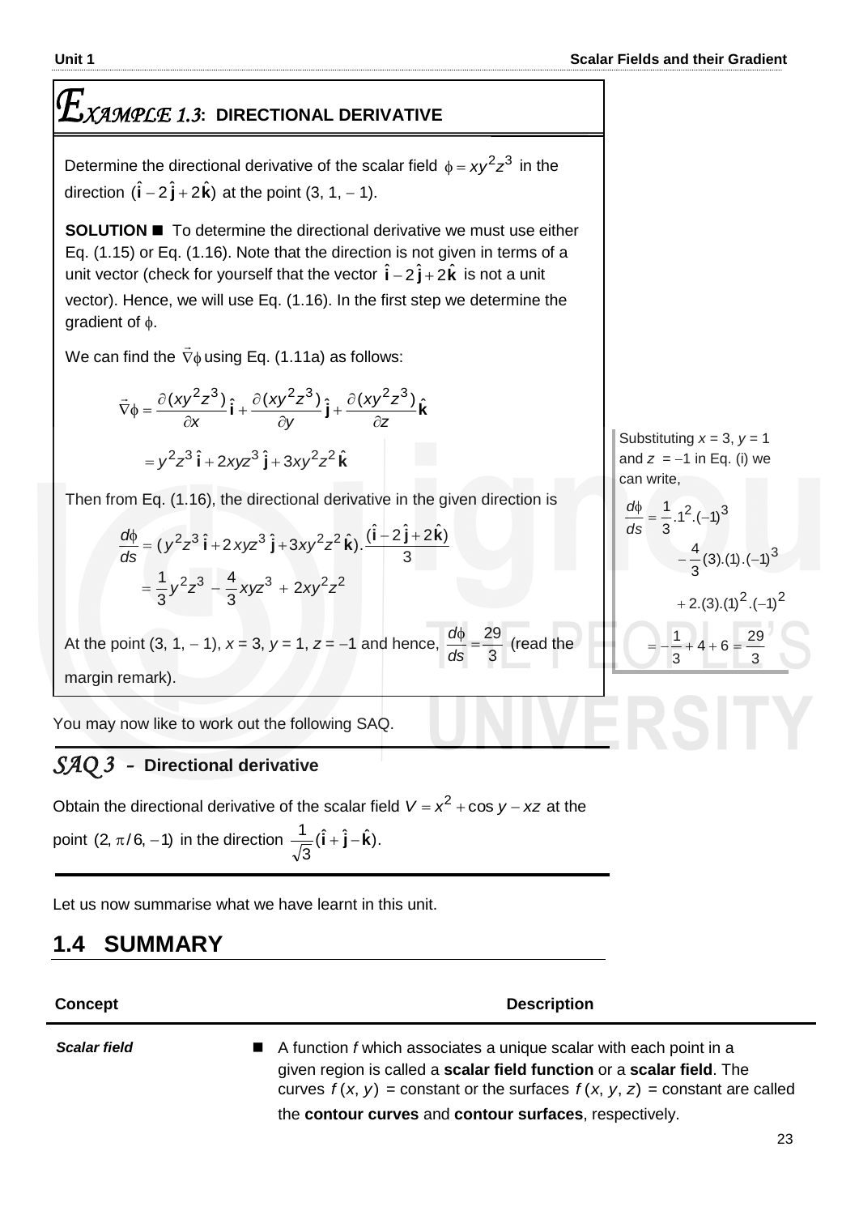## *EXAMPLE 1.3*: DIRECTIONAL DERIVATIVE

Determine the directional derivative of the scalar field $\phi = xy^2z^3$ in the direction $(\hat{\mathbf{i}} - 2\hat{\mathbf{j}} + 2\hat{\mathbf{k}})$ at the point (3, 1, − 1).

**SOLUTION** ■ To determine the directional derivative we must use either Eq. (1.15) or Eq. (1.16). Note that the direction is not given in terms of a unit vector (check for yourself that the vector $\hat{\mathbf{i}} - 2\hat{\mathbf{j}} + 2\hat{\mathbf{k}}$ is not a unit vector). Hence, we will use Eq. (1.16). In the first step we determine the gradient of $\phi$.

We can find the $\vec{\nabla}\phi$ using Eq. (1.11a) as follows:

$$\vec{\nabla}\phi = \frac{\partial(xy^2z^3)}{\partial x}\hat{\mathbf{i}} + \frac{\partial(xy^2z^3)}{\partial y}\hat{\mathbf{j}} + \frac{\partial(xy^2z^3)}{\partial z}\hat{\mathbf{k}}$$

$$= y^2z^3\,\hat{\mathbf{i}} + 2xyz^3\,\hat{\mathbf{j}} + 3xy^2z^2\,\hat{\mathbf{k}}$$

Then from Eq. (1.16), the directional derivative in the given direction is

$$\frac{d\phi}{ds} = (y^2z^3\,\hat{\mathbf{i}} + 2xyz^3\,\hat{\mathbf{j}} + 3xy^2z^2\,\hat{\mathbf{k}}).\frac{(\hat{\mathbf{i}} - 2\hat{\mathbf{j}} + 2\hat{\mathbf{k}})}{3}$$

$$= \frac{1}{3}y^2z^3 - \frac{4}{3}xyz^3 + 2xy^2z^2$$

At the point (3, 1, − 1), $x = 3$, $y = 1$, $z = -1$ and hence, $\frac{d\phi}{ds} = \frac{29}{3}$ (read the margin remark).

Substituting $x = 3$, $y = 1$ and $z = -1$ in Eq. (i) we can write,

$$\frac{d\phi}{ds} = \frac{1}{3}.1^2.(-1)^3 - \frac{4}{3}(3).(1).(-1)^3 + 2.(3).(1)^2.(-1)^2 = -\frac{1}{3} + 4 + 6 = \frac{29}{3}$$

You may now like to work out the following SAQ.

### *SAQ 3* – Directional derivative

Obtain the directional derivative of the scalar field $V = x^2 + \cos y - xz$ at the point $(2, \pi/6, -1)$ in the direction $\frac{1}{\sqrt{3}}(\hat{\mathbf{i}} + \hat{\mathbf{j}} - \hat{\mathbf{k}})$.

Let us now summarise what we have learnt in this unit.

## 1.4 SUMMARY

| Concept | Description |
|---|---|
| ***Scalar field*** | ■ A function $f$ which associates a unique scalar with each point in a given region is called a **scalar field function** or a **scalar field**. The curves $f(x, y)$ = constant or the surfaces $f(x, y, z)$ = constant are called the **contour curves** and **contour surfaces**, respectively. |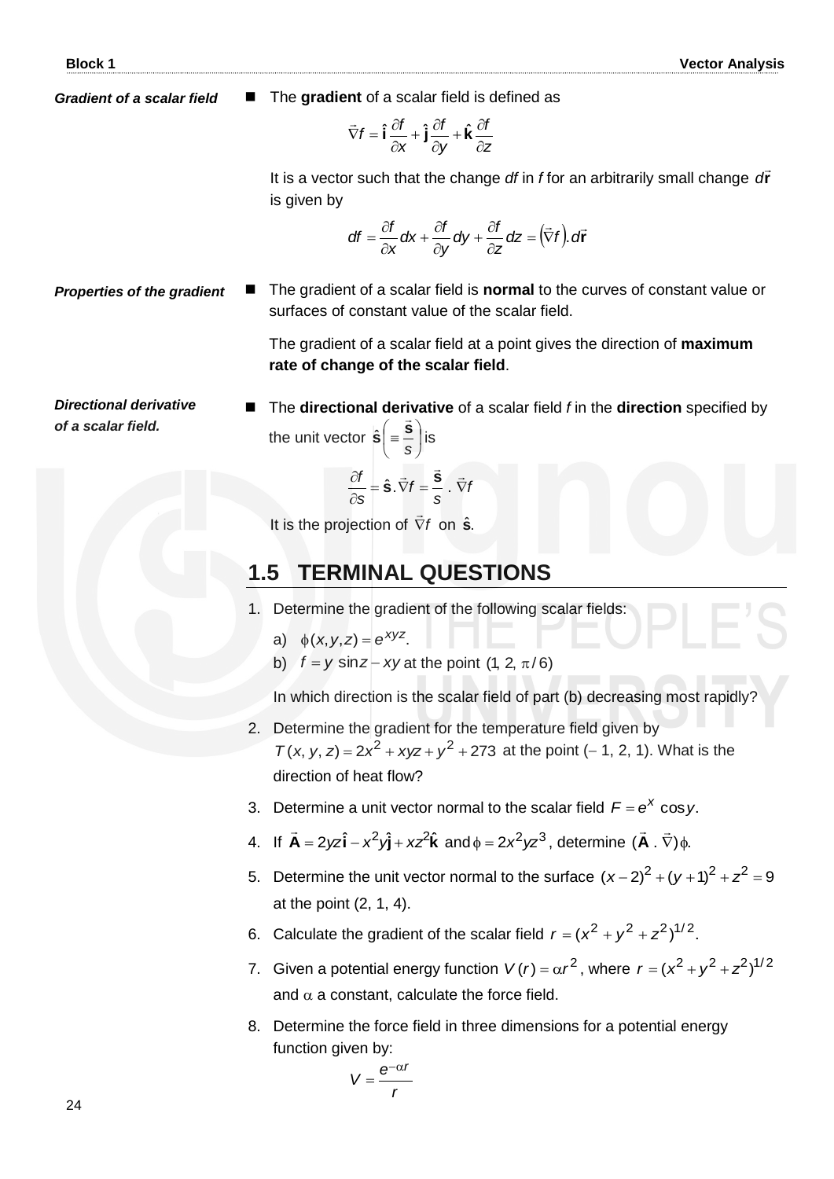*Gradient of a scalar field*

- The **gradient** of a scalar field is defined as

$$\vec{\nabla} f = \hat{\mathbf{i}}\frac{\partial f}{\partial x} + \hat{\mathbf{j}}\frac{\partial f}{\partial y} + \hat{\mathbf{k}}\frac{\partial f}{\partial z}$$

It is a vector such that the change *df* in *f* for an arbitrarily small change $d\vec{\mathbf{r}}$ is given by

$$df = \frac{\partial f}{\partial x}dx + \frac{\partial f}{\partial y}dy + \frac{\partial f}{\partial z}dz = \left(\vec{\nabla} f\right).d\vec{\mathbf{r}}$$

*Properties of the gradient*

- The gradient of a scalar field is **normal** to the curves of constant value or surfaces of constant value of the scalar field.

The gradient of a scalar field at a point gives the direction of **maximum rate of change of the scalar field**.

*Directional derivative of a scalar field.*

- The **directional derivative** of a scalar field *f* in the **direction** specified by the unit vector $\hat{\mathbf{s}}\left(\equiv \dfrac{\vec{\mathbf{s}}}{s}\right)$ is

$$\frac{\partial f}{\partial s} = \hat{\mathbf{s}}.\vec{\nabla} f = \frac{\vec{\mathbf{s}}}{s}\,.\,\vec{\nabla} f$$

It is the projection of $\vec{\nabla} f$ on $\hat{\mathbf{s}}$.

## 1.5 TERMINAL QUESTIONS

1. Determine the gradient of the following scalar fields:

   a) $\phi(x, y, z) = e^{xyz}$.

   b) $f = y\,\sin z - xy$ at the point $(1, 2, \pi/6)$

   In which direction is the scalar field of part (b) decreasing most rapidly?

2. Determine the gradient for the temperature field given by $T(x, y, z) = 2x^2 + xyz + y^2 + 273$ at the point $(-1, 2, 1)$. What is the direction of heat flow?

3. Determine a unit vector normal to the scalar field $F = e^x \cos y$.

4. If $\vec{\mathbf{A}} = 2yz\hat{\mathbf{i}} - x^2y\hat{\mathbf{j}} + xz^2\hat{\mathbf{k}}$ and $\phi = 2x^2yz^3$, determine $(\vec{\mathbf{A}}\,.\,\vec{\nabla})\phi$.

5. Determine the unit vector normal to the surface $(x-2)^2 + (y+1)^2 + z^2 = 9$ at the point (2, 1, 4).

6. Calculate the gradient of the scalar field $r = (x^2 + y^2 + z^2)^{1/2}$.

7. Given a potential energy function $V(r) = \alpha r^2$, where $r = (x^2 + y^2 + z^2)^{1/2}$ and $\alpha$ a constant, calculate the force field.

8. Determine the force field in three dimensions for a potential energy function given by:

$$V = \frac{e^{-\alpha r}}{r}$$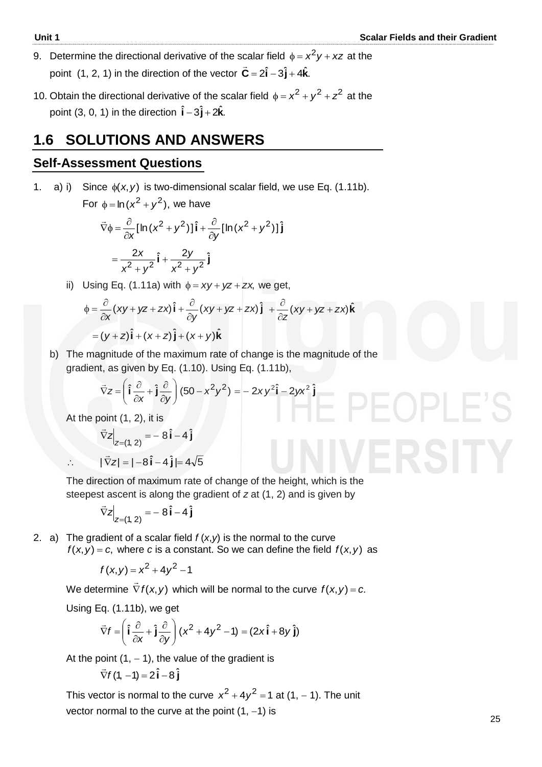9. Determine the directional derivative of the scalar field $\phi = x^2 y + xz$ at the point (1, 2, 1) in the direction of the vector $\vec{\mathbf{C}} = 2\hat{\mathbf{i}} - 3\hat{\mathbf{j}} + 4\hat{\mathbf{k}}$.

10. Obtain the directional derivative of the scalar field $\phi = x^2 + y^2 + z^2$ at the point (3, 0, 1) in the direction $\hat{\mathbf{i}} - 3\hat{\mathbf{j}} + 2\hat{\mathbf{k}}$.

## 1.6 SOLUTIONS AND ANSWERS

### Self-Assessment Questions

1. a) i) Since $\phi(x, y)$ is two-dimensional scalar field, we use Eq. (1.11b). For $\phi = \ln(x^2 + y^2)$, we have

$$\vec{\nabla}\phi = \frac{\partial}{\partial x}[\ln(x^2 + y^2)]\,\hat{\mathbf{i}} + \frac{\partial}{\partial y}[\ln(x^2 + y^2)]\,\hat{\mathbf{j}}$$

$$= \frac{2x}{x^2 + y^2}\,\hat{\mathbf{i}} + \frac{2y}{x^2 + y^2}\,\hat{\mathbf{j}}$$

ii) Using Eq. (1.11a) with $\phi = xy + yz + zx$, we get,

$$\phi = \frac{\partial}{\partial x}(xy + yz + zx)\,\hat{\mathbf{i}} + \frac{\partial}{\partial y}(xy + yz + zx)\,\hat{\mathbf{j}} + \frac{\partial}{\partial z}(xy + yz + zx)\,\hat{\mathbf{k}}$$

$$= (y + z)\,\hat{\mathbf{i}} + (x + z)\,\hat{\mathbf{j}} + (x + y)\,\hat{\mathbf{k}}$$

b) The magnitude of the maximum rate of change is the magnitude of the gradient, as given by Eq. (1.10). Using Eq. (1.11b),

$$\vec{\nabla}z = \left(\hat{\mathbf{i}}\frac{\partial}{\partial x} + \hat{\mathbf{j}}\frac{\partial}{\partial y}\right)(50 - x^2 y^2) = -2xy^2\,\hat{\mathbf{i}} - 2yx^2\,\hat{\mathbf{j}}$$

At the point (1, 2), it is

$$\vec{\nabla}z\Big|_{z=(1,\,2)} = -8\,\hat{\mathbf{i}} - 4\,\hat{\mathbf{j}}$$

$$\therefore \quad |\vec{\nabla}z| = |-8\,\hat{\mathbf{i}} - 4\,\hat{\mathbf{j}}| = 4\sqrt{5}$$

The direction of maximum rate of change of the height, which is the steepest ascent is along the gradient of *z* at (1, 2) and is given by

$$\vec{\nabla}z\Big|_{z=(1,\,2)} = -8\,\hat{\mathbf{i}} - 4\,\hat{\mathbf{j}}$$

2. a) The gradient of a scalar field $f(x,y)$ is the normal to the curve $f(x, y) = c$, where *c* is a constant. So we can define the field $f(x, y)$ as

$$f(x, y) = x^2 + 4y^2 - 1$$

We determine $\vec{\nabla}f(x, y)$ which will be normal to the curve $f(x, y) = c$.

Using Eq. (1.11b), we get

$$\vec{\nabla}f = \left(\hat{\mathbf{i}}\frac{\partial}{\partial x} + \hat{\mathbf{j}}\frac{\partial}{\partial y}\right)(x^2 + 4y^2 - 1) = (2x\,\hat{\mathbf{i}} + 8y\,\hat{\mathbf{j}})$$

At the point (1, − 1), the value of the gradient is

$$\vec{\nabla}f\,(1, -1) = 2\,\hat{\mathbf{i}} - 8\,\hat{\mathbf{j}}$$

This vector is normal to the curve $x^2 + 4y^2 = 1$ at (1, − 1). The unit vector normal to the curve at the point (1, −1) is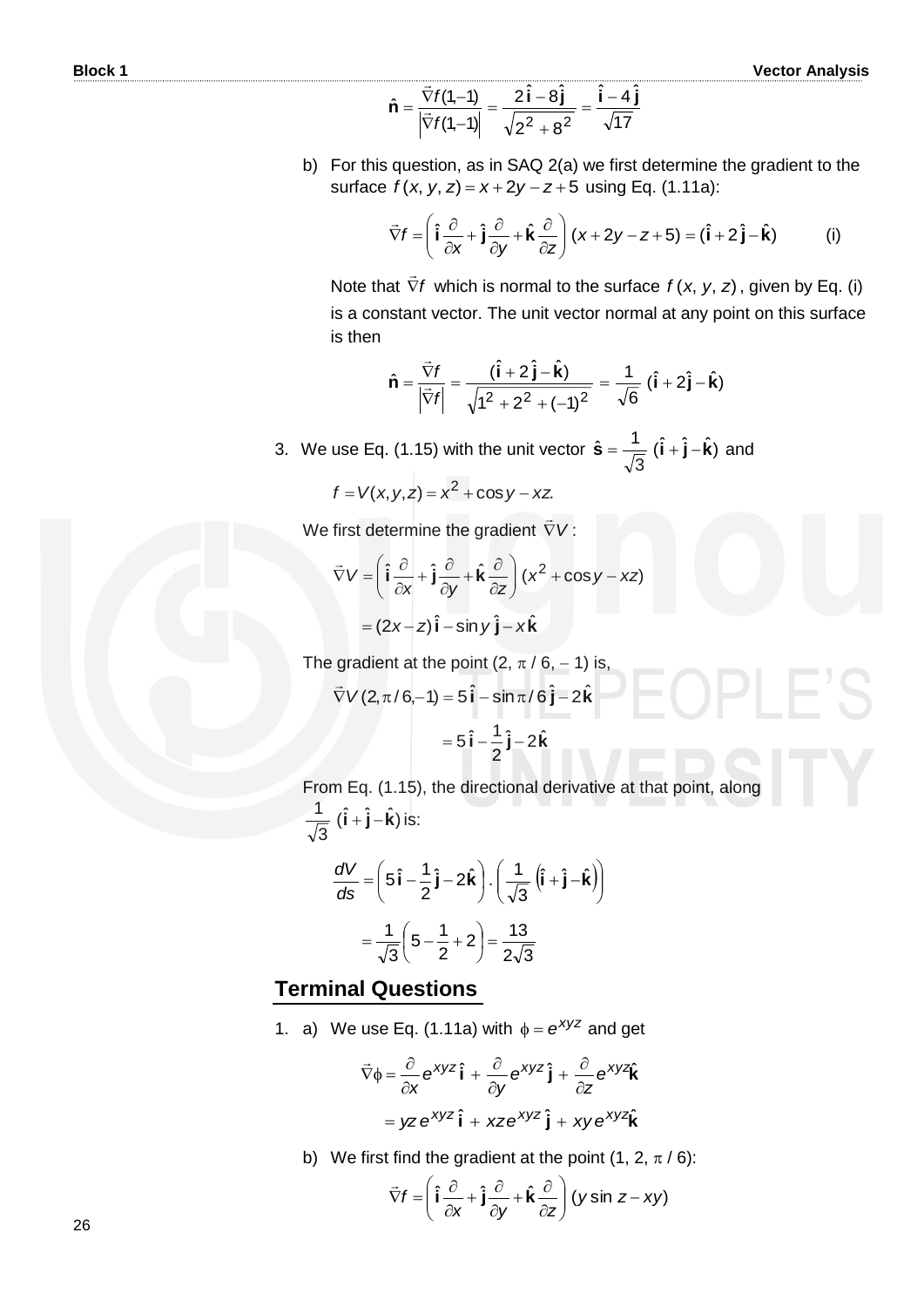$$\hat{\mathbf{n}} = \frac{\vec{\nabla} f(1,-1)}{\left|\vec{\nabla} f(1,-1)\right|} = \frac{2\hat{\mathbf{i}} - 8\hat{\mathbf{j}}}{\sqrt{2^2 + 8^2}} = \frac{\hat{\mathbf{i}} - 4\hat{\mathbf{j}}}{\sqrt{17}}$$

b) For this question, as in SAQ 2(a) we first determine the gradient to the surface $f(x, y, z) = x + 2y - z + 5$ using Eq. (1.11a):

$$\vec{\nabla} f = \left(\hat{\mathbf{i}}\frac{\partial}{\partial x} + \hat{\mathbf{j}}\frac{\partial}{\partial y} + \hat{\mathbf{k}}\frac{\partial}{\partial z}\right)(x + 2y - z + 5) = (\hat{\mathbf{i}} + 2\hat{\mathbf{j}} - \hat{\mathbf{k}}) \qquad \text{(i)}$$

Note that $\vec{\nabla} f$ which is normal to the surface $f(x, y, z)$, given by Eq. (i) is a constant vector. The unit vector normal at any point on this surface is then

$$\hat{\mathbf{n}} = \frac{\vec{\nabla} f}{\left|\vec{\nabla} f\right|} = \frac{(\hat{\mathbf{i}} + 2\hat{\mathbf{j}} - \hat{\mathbf{k}})}{\sqrt{1^2 + 2^2 + (-1)^2}} = \frac{1}{\sqrt{6}}(\hat{\mathbf{i}} + 2\hat{\mathbf{j}} - \hat{\mathbf{k}})$$

3. We use Eq. (1.15) with the unit vector $\hat{\mathbf{s}} = \frac{1}{\sqrt{3}}(\hat{\mathbf{i}} + \hat{\mathbf{j}} - \hat{\mathbf{k}})$ and

$$f = V(x, y, z) = x^2 + \cos y - xz.$$

We first determine the gradient $\vec{\nabla} V$:

$$\vec{\nabla} V = \left(\hat{\mathbf{i}}\frac{\partial}{\partial x} + \hat{\mathbf{j}}\frac{\partial}{\partial y} + \hat{\mathbf{k}}\frac{\partial}{\partial z}\right)(x^2 + \cos y - xz)$$

$$= (2x - z)\hat{\mathbf{i}} - \sin y\,\hat{\mathbf{j}} - x\,\hat{\mathbf{k}}$$

The gradient at the point $(2, \pi/6, -1)$ is,

$$\vec{\nabla} V(2, \pi/6, -1) = 5\hat{\mathbf{i}} - \sin\pi/6\,\hat{\mathbf{j}} - 2\hat{\mathbf{k}}$$

$$= 5\hat{\mathbf{i}} - \frac{1}{2}\hat{\mathbf{j}} - 2\hat{\mathbf{k}}$$

From Eq. (1.15), the directional derivative at that point, along $\frac{1}{\sqrt{3}}(\hat{\mathbf{i}} + \hat{\mathbf{j}} - \hat{\mathbf{k}})$ is:

$$\frac{dV}{ds} = \left(5\hat{\mathbf{i}} - \frac{1}{2}\hat{\mathbf{j}} - 2\hat{\mathbf{k}}\right) \cdot \left(\frac{1}{\sqrt{3}}\left(\hat{\mathbf{i}} + \hat{\mathbf{j}} - \hat{\mathbf{k}}\right)\right)$$

$$= \frac{1}{\sqrt{3}}\left(5 - \frac{1}{2} + 2\right) = \frac{13}{2\sqrt{3}}$$

## Terminal Questions

1. a) We use Eq. (1.11a) with $\phi = e^{xyz}$ and get

$$\vec{\nabla}\phi = \frac{\partial}{\partial x}e^{xyz}\,\hat{\mathbf{i}} + \frac{\partial}{\partial y}e^{xyz}\,\hat{\mathbf{j}} + \frac{\partial}{\partial z}e^{xyz}\hat{\mathbf{k}}$$

$$= yz\,e^{xyz}\,\hat{\mathbf{i}} + xz\,e^{xyz}\,\hat{\mathbf{j}} + xy\,e^{xyz}\hat{\mathbf{k}}$$

b) We first find the gradient at the point $(1, 2, \pi/6)$:

$$\vec{\nabla} f = \left(\hat{\mathbf{i}}\frac{\partial}{\partial x} + \hat{\mathbf{j}}\frac{\partial}{\partial y} + \hat{\mathbf{k}}\frac{\partial}{\partial z}\right)(y\sin z - xy)$$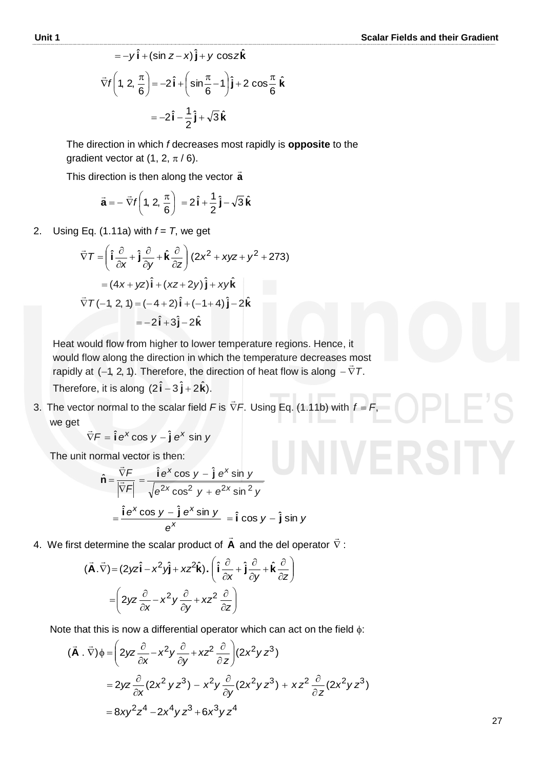$$= -y\,\hat{\mathbf{i}} + (\sin z - x)\,\hat{\mathbf{j}} + y\,\cos z\,\hat{\mathbf{k}}$$

$$\vec{\nabla} f\left(1,\,2,\,\frac{\pi}{6}\right) = -2\,\hat{\mathbf{i}} + \left(\sin\frac{\pi}{6} - 1\right)\hat{\mathbf{j}} + 2\,\cos\frac{\pi}{6}\,\hat{\mathbf{k}}$$

$$= -2\,\hat{\mathbf{i}} - \frac{1}{2}\hat{\mathbf{j}} + \sqrt{3}\,\hat{\mathbf{k}}$$

The direction in which $f$ decreases most rapidly is **opposite** to the gradient vector at $(1, 2, \pi / 6)$.

This direction is then along the vector $\vec{\mathbf{a}}$

$$\vec{\mathbf{a}} = -\,\vec{\nabla} f\left(1,\,2,\,\frac{\pi}{6}\right) = 2\,\hat{\mathbf{i}} + \frac{1}{2}\hat{\mathbf{j}} - \sqrt{3}\,\hat{\mathbf{k}}$$

2. Using Eq. (1.11a) with $f = T$, we get

$$\vec{\nabla} T = \left(\hat{\mathbf{i}}\frac{\partial}{\partial x} + \hat{\mathbf{j}}\frac{\partial}{\partial y} + \hat{\mathbf{k}}\frac{\partial}{\partial z}\right)(2x^2 + xyz + y^2 + 273)$$

$$= (4x + yz)\,\hat{\mathbf{i}} + (xz + 2y)\,\hat{\mathbf{j}} + xy\,\hat{\mathbf{k}}$$

$$\vec{\nabla} T\,(-1,\,2,\,1) = (-4 + 2)\,\hat{\mathbf{i}} + (-1 + 4)\,\hat{\mathbf{j}} - 2\,\hat{\mathbf{k}}$$

$$= -2\,\hat{\mathbf{i}} + 3\,\hat{\mathbf{j}} - 2\,\hat{\mathbf{k}}$$

Heat would flow from higher to lower temperature regions. Hence, it would flow along the direction in which the temperature decreases most rapidly at $(-1, 2, 1)$. Therefore, the direction of heat flow is along $-\vec{\nabla} T$. Therefore, it is along $(2\,\hat{\mathbf{i}} - 3\,\hat{\mathbf{j}} + 2\,\hat{\mathbf{k}})$.

3. The vector normal to the scalar field $F$ is $\vec{\nabla} F$. Using Eq. (1.11b) with $f = F$, we get

$$\vec{\nabla} F = \hat{\mathbf{i}}\,e^x \cos y - \hat{\mathbf{j}}\,e^x \sin y$$

The unit normal vector is then:

$$\hat{\mathbf{n}} = \frac{\vec{\nabla} F}{\left|\vec{\nabla} F\right|} = \frac{\hat{\mathbf{i}}\,e^x \cos y - \hat{\mathbf{j}}\,e^x \sin y}{\sqrt{e^{2x}\cos^2 y + e^{2x}\sin^2 y}}$$

$$= \frac{\hat{\mathbf{i}}\,e^x \cos y - \hat{\mathbf{j}}\,e^x \sin y}{e^x} = \hat{\mathbf{i}}\cos y - \hat{\mathbf{j}}\sin y$$

4. We first determine the scalar product of $\vec{\mathbf{A}}$ and the del operator $\vec{\nabla}$:

$$(\vec{\mathbf{A}}.\vec{\nabla}) = (2yz\,\hat{\mathbf{i}} - x^2 y\,\hat{\mathbf{j}} + xz^2\,\hat{\mathbf{k}}).\left(\hat{\mathbf{i}}\frac{\partial}{\partial x} + \hat{\mathbf{j}}\frac{\partial}{\partial y} + \hat{\mathbf{k}}\frac{\partial}{\partial z}\right)$$

$$= \left(2yz\frac{\partial}{\partial x} - x^2 y\frac{\partial}{\partial y} + xz^2\frac{\partial}{\partial z}\right)$$

Note that this is now a differential operator which can act on the field $\phi$:

$$(\vec{\mathbf{A}}\,.\,\vec{\nabla})\phi = \left(2yz\frac{\partial}{\partial x} - x^2 y\frac{\partial}{\partial y} + xz^2\frac{\partial}{\partial z}\right)(2x^2 y z^3)$$

$$= 2yz\frac{\partial}{\partial x}(2x^2 y z^3) - x^2 y\frac{\partial}{\partial y}(2x^2 y z^3) + xz^2\frac{\partial}{\partial z}(2x^2 y z^3)$$

$$= 8xy^2 z^4 - 2x^4 y z^3 + 6x^3 y z^4$$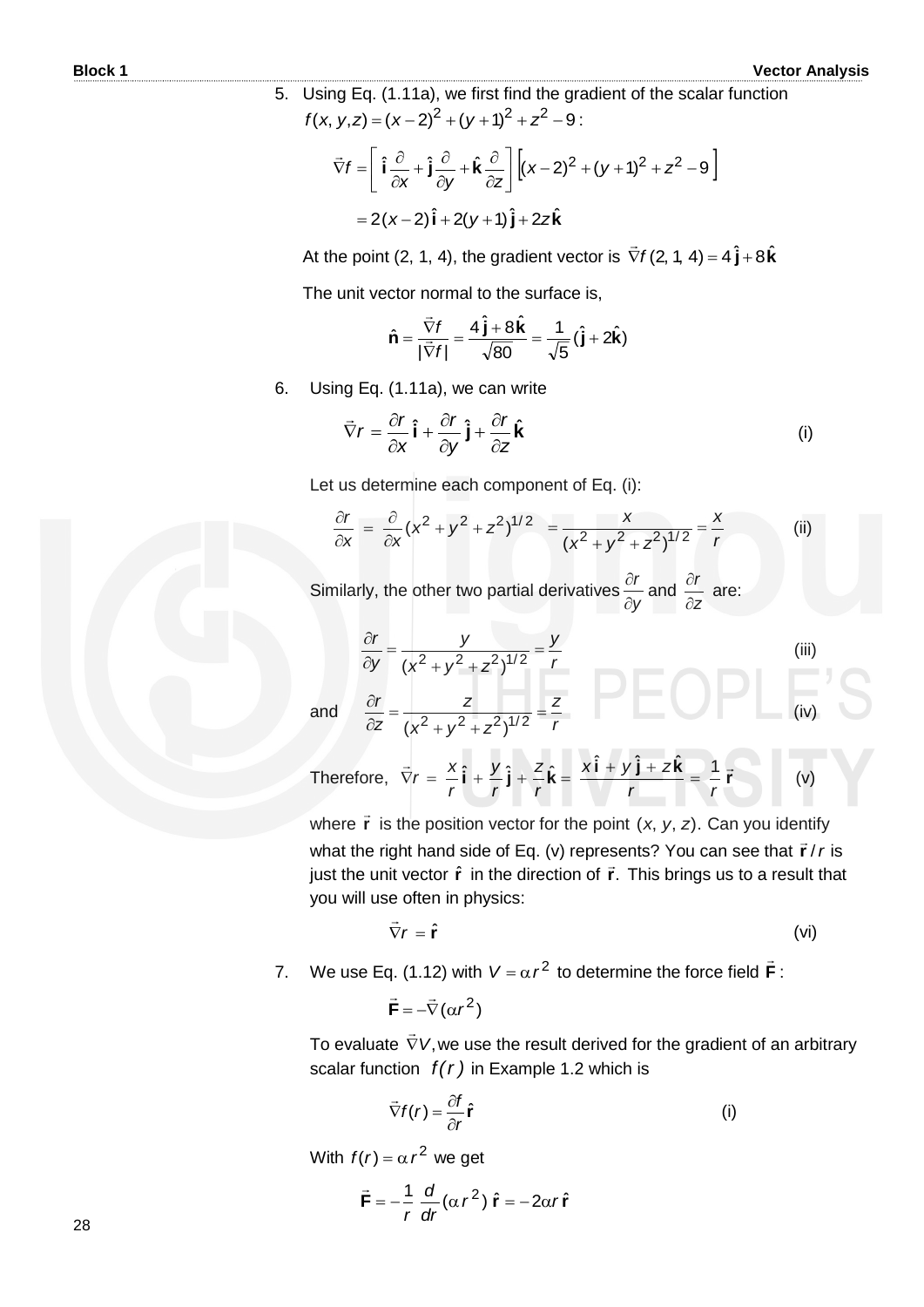5. Using Eq. (1.11a), we first find the gradient of the scalar function $f(x, y, z) = (x-2)^2 + (y+1)^2 + z^2 - 9$ :

$$\vec{\nabla} f = \left[ \hat{\mathbf{i}} \frac{\partial}{\partial x} + \hat{\mathbf{j}} \frac{\partial}{\partial y} + \hat{\mathbf{k}} \frac{\partial}{\partial z} \right] \left[ (x-2)^2 + (y+1)^2 + z^2 - 9 \right]$$

$$= 2(x-2)\,\hat{\mathbf{i}} + 2(y+1)\,\hat{\mathbf{j}} + 2z\,\hat{\mathbf{k}}$$

At the point (2, 1, 4), the gradient vector is $\vec{\nabla} f\,(2, 1, 4) = 4\,\hat{\mathbf{j}} + 8\,\hat{\mathbf{k}}$

The unit vector normal to the surface is,

$$\hat{\mathbf{n}} = \frac{\vec{\nabla} f}{|\vec{\nabla} f|} = \frac{4\,\hat{\mathbf{j}} + 8\,\hat{\mathbf{k}}}{\sqrt{80}} = \frac{1}{\sqrt{5}}(\hat{\mathbf{j}} + 2\hat{\mathbf{k}})$$

6. Using Eq. (1.11a), we can write

$$\vec{\nabla} r = \frac{\partial r}{\partial x}\,\hat{\mathbf{i}} + \frac{\partial r}{\partial y}\,\hat{\mathbf{j}} + \frac{\partial r}{\partial z}\,\hat{\mathbf{k}} \tag{i}$$

Let us determine each component of Eq. (i):

$$\frac{\partial r}{\partial x} = \frac{\partial}{\partial x}(x^2 + y^2 + z^2)^{1/2} = \frac{x}{(x^2 + y^2 + z^2)^{1/2}} = \frac{x}{r} \tag{ii}$$

Similarly, the other two partial derivatives $\frac{\partial r}{\partial y}$ and $\frac{\partial r}{\partial z}$ are:

$$\frac{\partial r}{\partial y} = \frac{y}{(x^2 + y^2 + z^2)^{1/2}} = \frac{y}{r} \tag{iii}$$

and

$$\frac{\partial r}{\partial z} = \frac{z}{(x^2 + y^2 + z^2)^{1/2}} = \frac{z}{r} \tag{iv}$$

Therefore,

$$\vec{\nabla} r = \frac{x}{r}\,\hat{\mathbf{i}} + \frac{y}{r}\,\hat{\mathbf{j}} + \frac{z}{r}\,\hat{\mathbf{k}} = \frac{x\,\hat{\mathbf{i}} + y\,\hat{\mathbf{j}} + z\,\hat{\mathbf{k}}}{r} = \frac{1}{r}\,\vec{\mathbf{r}} \tag{v}$$

where $\vec{\mathbf{r}}$ is the position vector for the point $(x, y, z)$. Can you identify what the right hand side of Eq. (v) represents? You can see that $\vec{\mathbf{r}}/r$ is just the unit vector $\hat{\mathbf{r}}$ in the direction of $\vec{\mathbf{r}}$. This brings us to a result that you will use often in physics:

$$\vec{\nabla} r = \hat{\mathbf{r}} \tag{vi}$$

7. We use Eq. (1.12) with $V = \alpha r^2$ to determine the force field $\vec{\mathbf{F}}$ :

$$\vec{\mathbf{F}} = -\vec{\nabla}(\alpha r^2)$$

To evaluate $\vec{\nabla} V$, we use the result derived for the gradient of an arbitrary scalar function $f(r)$ in Example 1.2 which is

$$\vec{\nabla} f(r) = \frac{\partial f}{\partial r}\,\hat{\mathbf{r}} \tag{i}$$

With $f(r) = \alpha r^2$ we get

$$\vec{\mathbf{F}} = -\frac{1}{r}\,\frac{d}{dr}(\alpha r^2)\,\hat{\mathbf{r}} = -2\alpha r\,\hat{\mathbf{r}}$$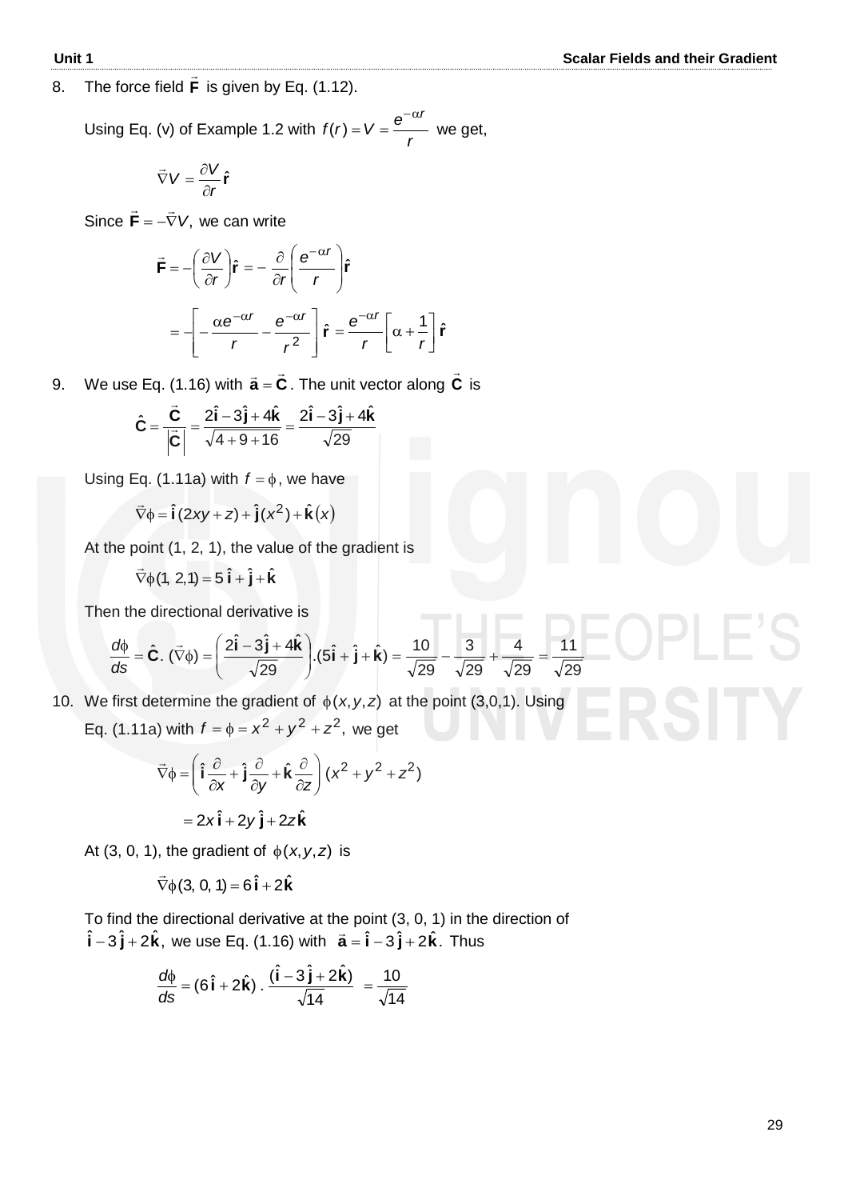8. The force field $\vec{\mathbf{F}}$ is given by Eq. (1.12).

   Using Eq. (v) of Example 1.2 with $f(r) = V = \dfrac{e^{-\alpha r}}{r}$ we get,

$$\vec{\nabla} V = \frac{\partial V}{\partial r}\hat{\mathbf{r}}$$

   Since $\vec{\mathbf{F}} = -\vec{\nabla} V$, we can write

$$\vec{\mathbf{F}} = -\left(\frac{\partial V}{\partial r}\right)\hat{\mathbf{r}} = -\frac{\partial}{\partial r}\left(\frac{e^{-\alpha r}}{r}\right)\hat{\mathbf{r}}$$

$$= -\left[-\frac{\alpha e^{-\alpha r}}{r} - \frac{e^{-\alpha r}}{r^2}\right]\hat{\mathbf{r}} = \frac{e^{-\alpha r}}{r}\left[\alpha + \frac{1}{r}\right]\hat{\mathbf{r}}$$

9. We use Eq. (1.16) with $\vec{\mathbf{a}} = \vec{\mathbf{C}}$. The unit vector along $\vec{\mathbf{C}}$ is

$$\hat{\mathbf{C}} = \frac{\vec{\mathbf{C}}}{|\vec{\mathbf{C}}|} = \frac{2\hat{\mathbf{i}} - 3\hat{\mathbf{j}} + 4\hat{\mathbf{k}}}{\sqrt{4+9+16}} = \frac{2\hat{\mathbf{i}} - 3\hat{\mathbf{j}} + 4\hat{\mathbf{k}}}{\sqrt{29}}$$

   Using Eq. (1.11a) with $f = \phi$, we have

$$\vec{\nabla}\phi = \hat{\mathbf{i}}\,(2xy + z) + \hat{\mathbf{j}}(x^2) + \hat{\mathbf{k}}(x)$$

   At the point (1, 2, 1), the value of the gradient is

$$\vec{\nabla}\phi(1,\ 2,1) = 5\,\hat{\mathbf{i}} + \hat{\mathbf{j}} + \hat{\mathbf{k}}$$

   Then the directional derivative is

$$\frac{d\phi}{ds} = \hat{\mathbf{C}}.\ (\vec{\nabla}\phi) = \left(\frac{2\hat{\mathbf{i}} - 3\hat{\mathbf{j}} + 4\hat{\mathbf{k}}}{\sqrt{29}}\right).(5\hat{\mathbf{i}} + \hat{\mathbf{j}} + \hat{\mathbf{k}}) = \frac{10}{\sqrt{29}} - \frac{3}{\sqrt{29}} + \frac{4}{\sqrt{29}} = \frac{11}{\sqrt{29}}$$

10. We first determine the gradient of $\phi(x,y,z)$ at the point (3,0,1). Using Eq. (1.11a) with $f = \phi = x^2 + y^2 + z^2$, we get

$$\vec{\nabla}\phi = \left(\hat{\mathbf{i}}\frac{\partial}{\partial x} + \hat{\mathbf{j}}\frac{\partial}{\partial y} + \hat{\mathbf{k}}\frac{\partial}{\partial z}\right)(x^2 + y^2 + z^2)$$

$$= 2x\,\hat{\mathbf{i}} + 2y\,\hat{\mathbf{j}} + 2z\,\hat{\mathbf{k}}$$

   At (3, 0, 1), the gradient of $\phi(x,y,z)$ is

$$\vec{\nabla}\phi(3,\ 0,\ 1) = 6\,\hat{\mathbf{i}} + 2\,\hat{\mathbf{k}}$$

   To find the directional derivative at the point (3, 0, 1) in the direction of $\hat{\mathbf{i}} - 3\,\hat{\mathbf{j}} + 2\hat{\mathbf{k}}$, we use Eq. (1.16) with $\vec{\mathbf{a}} = \hat{\mathbf{i}} - 3\,\hat{\mathbf{j}} + 2\,\hat{\mathbf{k}}$. Thus

$$\frac{d\phi}{ds} = (6\,\hat{\mathbf{i}} + 2\hat{\mathbf{k}})\ .\ \frac{(\hat{\mathbf{i}} - 3\,\hat{\mathbf{j}} + 2\hat{\mathbf{k}})}{\sqrt{14}} = \frac{10}{\sqrt{14}}$$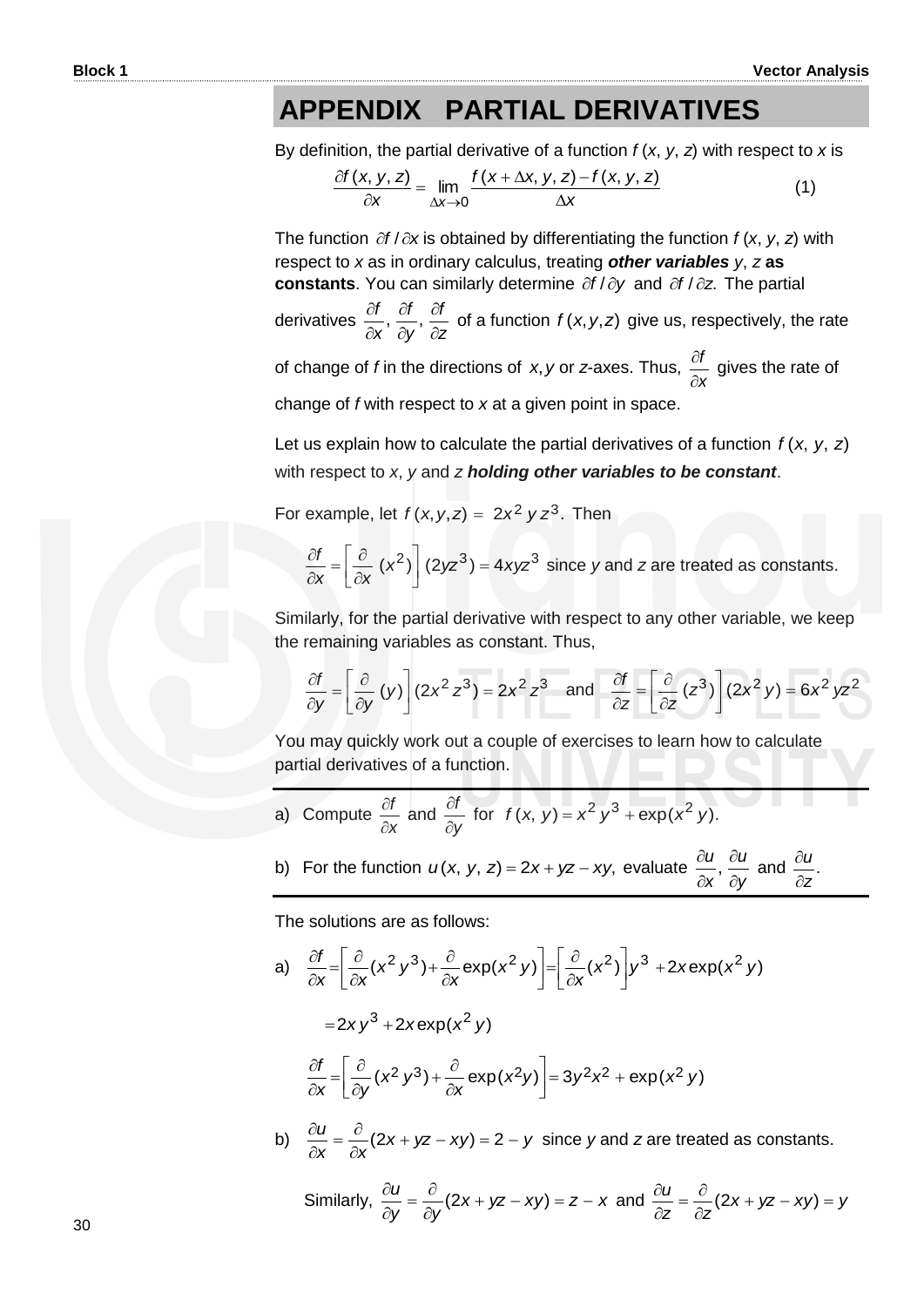# APPENDIX PARTIAL DERIVATIVES

By definition, the partial derivative of a function $f(x, y, z)$ with respect to $x$ is

$$\frac{\partial f(x, y, z)}{\partial x} = \lim_{\Delta x \to 0} \frac{f(x + \Delta x, y, z) - f(x, y, z)}{\Delta x} \tag{1}$$

The function $\partial f / \partial x$ is obtained by differentiating the function $f(x, y, z)$ with respect to $x$ as in ordinary calculus, treating ***other variables*** $y, z$ **as constants**. You can similarly determine $\partial f / \partial y$ and $\partial f / \partial z$. The partial derivatives $\frac{\partial f}{\partial x}, \frac{\partial f}{\partial y}, \frac{\partial f}{\partial z}$ of a function $f(x,y,z)$ give us, respectively, the rate of change of $f$ in the directions of $x, y$ or $z$-axes. Thus, $\frac{\partial f}{\partial x}$ gives the rate of change of $f$ with respect to $x$ at a given point in space.

Let us explain how to calculate the partial derivatives of a function $f(x, y, z)$ with respect to $x$, $y$ and $z$ ***holding other variables to be constant***.

For example, let $f(x,y,z) = 2x^2 y z^3$. Then

$$\frac{\partial f}{\partial x} = \left[\frac{\partial}{\partial x}(x^2)\right](2yz^3) = 4xyz^3 \text{ since } y \text{ and } z \text{ are treated as constants.}$$

Similarly, for the partial derivative with respect to any other variable, we keep the remaining variables as constant. Thus,

$$\frac{\partial f}{\partial y} = \left[\frac{\partial}{\partial y}(y)\right](2x^2 z^3) = 2x^2 z^3 \quad \text{and} \quad \frac{\partial f}{\partial z} = \left[\frac{\partial}{\partial z}(z^3)\right](2x^2 y) = 6x^2 yz^2$$

You may quickly work out a couple of exercises to learn how to calculate partial derivatives of a function.

---

a) Compute $\frac{\partial f}{\partial x}$ and $\frac{\partial f}{\partial y}$ for $f(x, y) = x^2 y^3 + \exp(x^2 y)$.

b) For the function $u(x, y, z) = 2x + yz - xy$, evaluate $\frac{\partial u}{\partial x}, \frac{\partial u}{\partial y}$ and $\frac{\partial u}{\partial z}$.

---

The solutions are as follows:

a) $$\frac{\partial f}{\partial x} = \left[\frac{\partial}{\partial x}(x^2 y^3) + \frac{\partial}{\partial x}\exp(x^2 y)\right] = \left[\frac{\partial}{\partial x}(x^2)\right] y^3 + 2x\exp(x^2 y)$$

$$= 2xy^3 + 2x\exp(x^2 y)$$

$$\frac{\partial f}{\partial x} = \left[\frac{\partial}{\partial y}(x^2 y^3) + \frac{\partial}{\partial x}\exp(x^2 y)\right] = 3y^2 x^2 + \exp(x^2 y)$$

b) $$\frac{\partial u}{\partial x} = \frac{\partial}{\partial x}(2x + yz - xy) = 2 - y \text{ since } y \text{ and } z \text{ are treated as constants.}$$

Similarly, $\frac{\partial u}{\partial y} = \frac{\partial}{\partial y}(2x + yz - xy) = z - x$ and $\frac{\partial u}{\partial z} = \frac{\partial}{\partial z}(2x + yz - xy) = y$